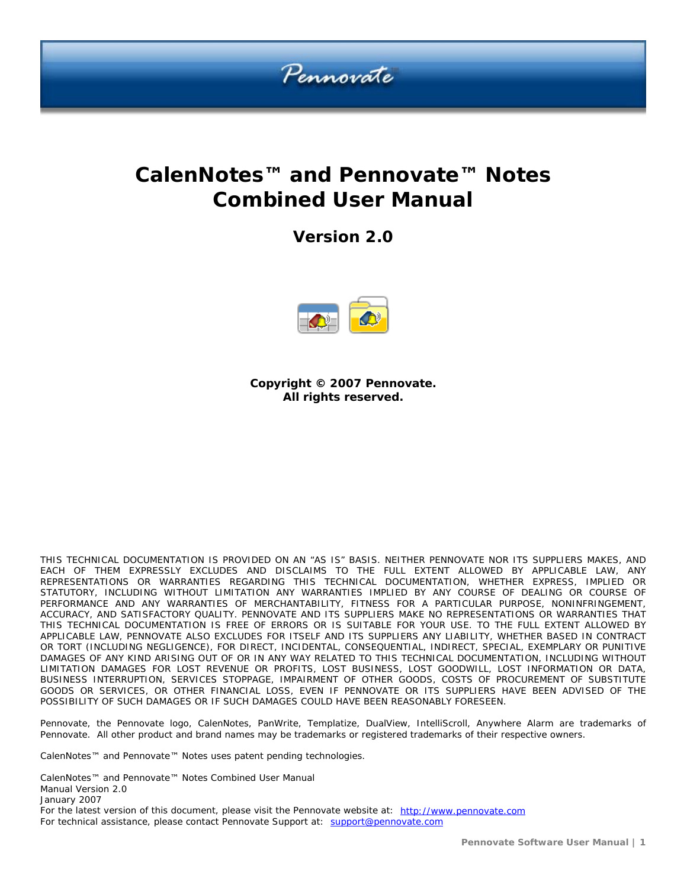# CalenNotes™ and Pennovate™ Notes Combined User Manual

## Version 2.0

**Copyright © 2007 Pennovate.**
**All rights reserved.**

THIS TECHNICAL DOCUMENTATION IS PROVIDED ON AN "AS IS" BASIS. NEITHER PENNOVATE NOR ITS SUPPLIERS MAKES, AND EACH OF THEM EXPRESSLY EXCLUDES AND DISCLAIMS TO THE FULL EXTENT ALLOWED BY APPLICABLE LAW, ANY REPRESENTATIONS OR WARRANTIES REGARDING THIS TECHNICAL DOCUMENTATION, WHETHER EXPRESS, IMPLIED OR STATUTORY, INCLUDING WITHOUT LIMITATION ANY WARRANTIES IMPLIED BY ANY COURSE OF DEALING OR COURSE OF PERFORMANCE AND ANY WARRANTIES OF MERCHANTABILITY, FITNESS FOR A PARTICULAR PURPOSE, NONINFRINGEMENT, ACCURACY, AND SATISFACTORY QUALITY. PENNOVATE AND ITS SUPPLIERS MAKE NO REPRESENTATIONS OR WARRANTIES THAT THIS TECHNICAL DOCUMENTATION IS FREE OF ERRORS OR IS SUITABLE FOR YOUR USE. TO THE FULL EXTENT ALLOWED BY APPLICABLE LAW, PENNOVATE ALSO EXCLUDES FOR ITSELF AND ITS SUPPLIERS ANY LIABILITY, WHETHER BASED IN CONTRACT OR TORT (INCLUDING NEGLIGENCE), FOR DIRECT, INCIDENTAL, CONSEQUENTIAL, INDIRECT, SPECIAL, EXEMPLARY OR PUNITIVE DAMAGES OF ANY KIND ARISING OUT OF OR IN ANY WAY RELATED TO THIS TECHNICAL DOCUMENTATION, INCLUDING WITHOUT LIMITATION DAMAGES FOR LOST REVENUE OR PROFITS, LOST BUSINESS, LOST GOODWILL, LOST INFORMATION OR DATA, BUSINESS INTERRUPTION, SERVICES STOPPAGE, IMPAIRMENT OF OTHER GOODS, COSTS OF PROCUREMENT OF SUBSTITUTE GOODS OR SERVICES, OR OTHER FINANCIAL LOSS, EVEN IF PENNOVATE OR ITS SUPPLIERS HAVE BEEN ADVISED OF THE POSSIBILITY OF SUCH DAMAGES OR IF SUCH DAMAGES COULD HAVE BEEN REASONABLY FORESEEN.

Pennovate, the Pennovate logo, CalenNotes, PanWrite, Templatize, DualView, IntelliScroll, Anywhere Alarm are trademarks of Pennovate. All other product and brand names may be trademarks or registered trademarks of their respective owners.

CalenNotes™ and Pennovate™ Notes uses patent pending technologies.

CalenNotes™ and Pennovate™ Notes Combined User Manual
Manual Version 2.0
January 2007
For the latest version of this document, please visit the Pennovate website at: http://www.pennovate.com
For technical assistance, please contact Pennovate Support at: support@pennovate.com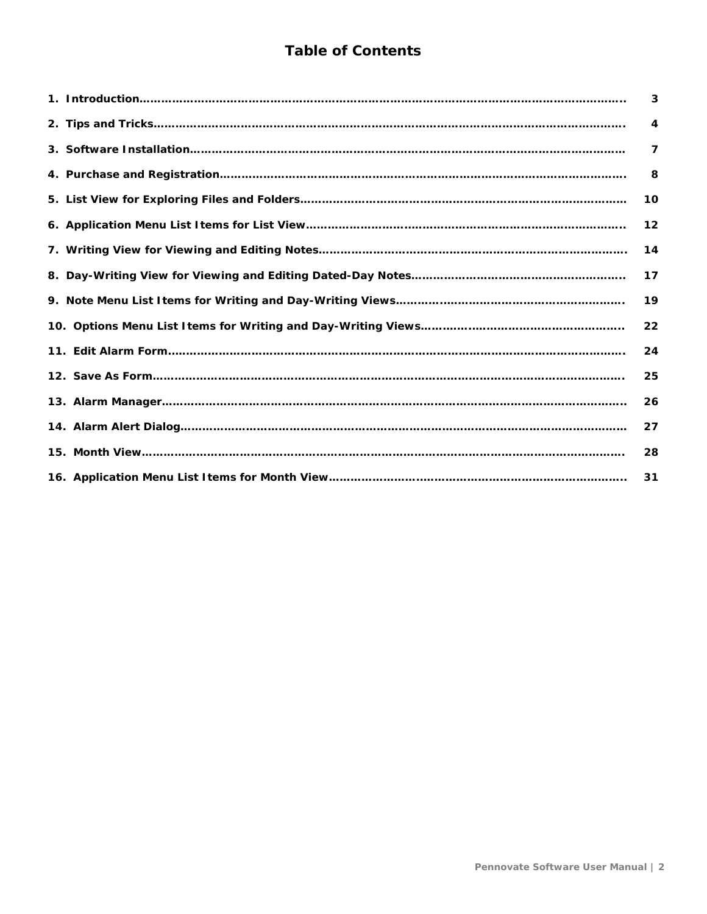# Table of Contents

| | |
|---|---|
| 1. Introduction | 3 |
| 2. Tips and Tricks | 4 |
| 3. Software Installation | 7 |
| 4. Purchase and Registration | 8 |
| 5. List View for Exploring Files and Folders | 10 |
| 6. Application Menu List Items for List View | 12 |
| 7. Writing View for Viewing and Editing Notes | 14 |
| 8. Day-Writing View for Viewing and Editing Dated-Day Notes | 17 |
| 9. Note Menu List Items for Writing and Day-Writing Views | 19 |
| 10. Options Menu List Items for Writing and Day-Writing Views | 22 |
| 11. Edit Alarm Form | 24 |
| 12. Save As Form | 25 |
| 13. Alarm Manager | 26 |
| 14. Alarm Alert Dialog | 27 |
| 15. Month View | 28 |
| 16. Application Menu List Items for Month View | 31 |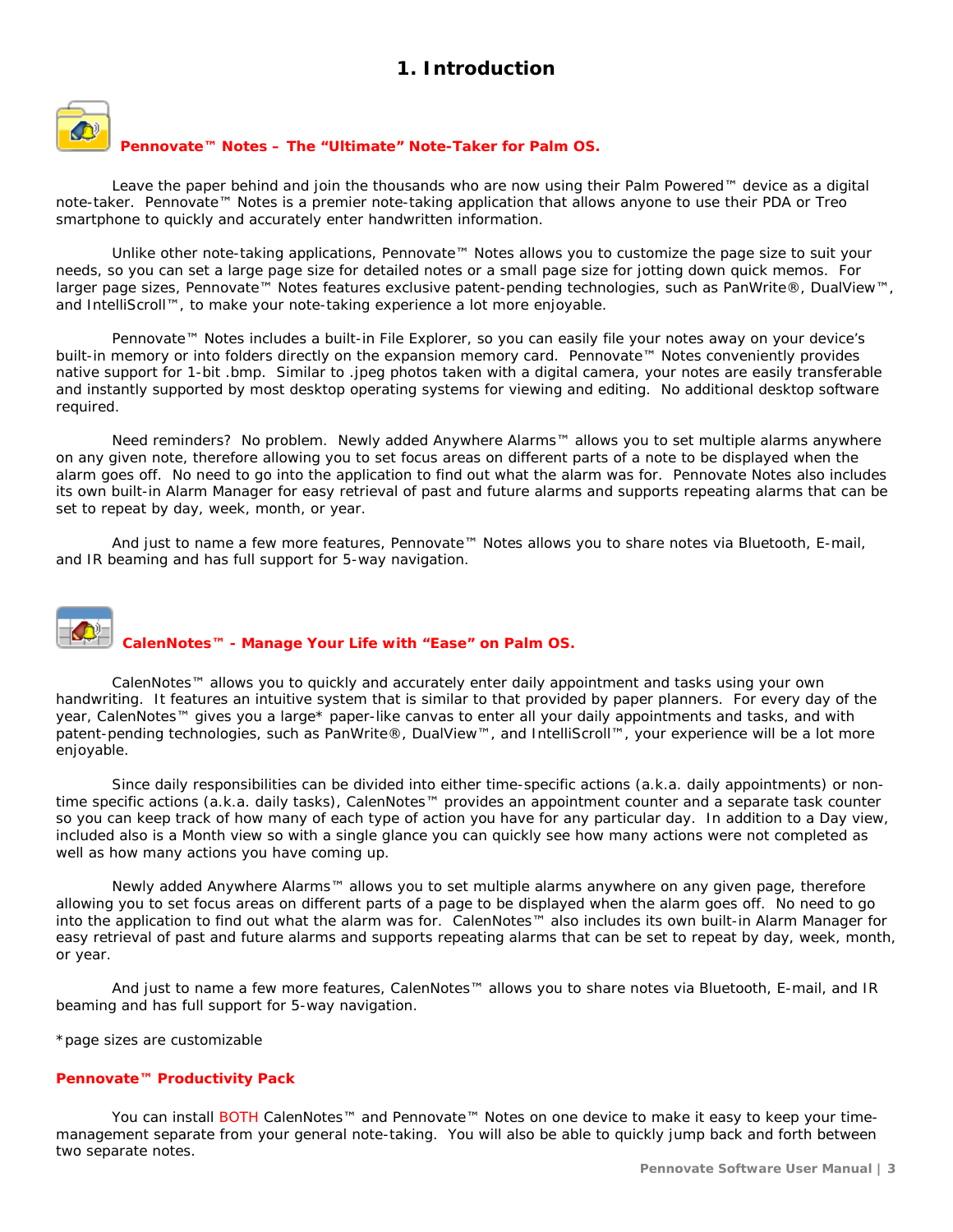# 1. Introduction

### **Pennovate™ Notes – The "Ultimate" Note-Taker for Palm OS.**

Leave the paper behind and join the thousands who are now using their Palm Powered™ device as a digital note-taker. Pennovate™ Notes is a premier note-taking application that allows anyone to use their PDA or Treo smartphone to quickly and accurately enter handwritten information.

Unlike other note-taking applications, Pennovate™ Notes allows you to customize the page size to suit your needs, so you can set a large page size for detailed notes or a small page size for jotting down quick memos. For larger page sizes, Pennovate™ Notes features exclusive patent-pending technologies, such as PanWrite®, DualView™, and IntelliScroll™, to make your note-taking experience a lot more enjoyable.

Pennovate™ Notes includes a built-in File Explorer, so you can easily file your notes away on your device's built-in memory or into folders directly on the expansion memory card. Pennovate™ Notes conveniently provides native support for 1-bit .bmp. Similar to .jpeg photos taken with a digital camera, your notes are easily transferable and instantly supported by most desktop operating systems for viewing and editing. No additional desktop software required.

Need reminders? No problem. Newly added Anywhere Alarms™ allows you to set multiple alarms anywhere on any given note, therefore allowing you to set focus areas on different parts of a note to be displayed when the alarm goes off. No need to go into the application to find out what the alarm was for. Pennovate Notes also includes its own built-in Alarm Manager for easy retrieval of past and future alarms and supports repeating alarms that can be set to repeat by day, week, month, or year.

And just to name a few more features, Pennovate™ Notes allows you to share notes via Bluetooth, E-mail, and IR beaming and has full support for 5-way navigation.

### **CalenNotes™ - Manage Your Life with "Ease" on Palm OS.**

CalenNotes™ allows you to quickly and accurately enter daily appointment and tasks using your own handwriting. It features an intuitive system that is similar to that provided by paper planners. For every day of the year, CalenNotes™ gives you a large* paper-like canvas to enter all your daily appointments and tasks, and with patent-pending technologies, such as PanWrite®, DualView™, and IntelliScroll™, your experience will be a lot more enjoyable.

Since daily responsibilities can be divided into either time-specific actions (a.k.a. daily appointments) or non-time specific actions (a.k.a. daily tasks), CalenNotes™ provides an appointment counter and a separate task counter so you can keep track of how many of each type of action you have for any particular day. In addition to a Day view, included also is a Month view so with a single glance you can quickly see how many actions were not completed as well as how many actions you have coming up.

Newly added Anywhere Alarms™ allows you to set multiple alarms anywhere on any given page, therefore allowing you to set focus areas on different parts of a page to be displayed when the alarm goes off. No need to go into the application to find out what the alarm was for. CalenNotes™ also includes its own built-in Alarm Manager for easy retrieval of past and future alarms and supports repeating alarms that can be set to repeat by day, week, month, or year.

And just to name a few more features, CalenNotes™ allows you to share notes via Bluetooth, E-mail, and IR beaming and has full support for 5-way navigation.

*page sizes are customizable

### **Pennovate™ Productivity Pack**

You can install BOTH CalenNotes™ and Pennovate™ Notes on one device to make it easy to keep your time-management separate from your general note-taking. You will also be able to quickly jump back and forth between two separate notes.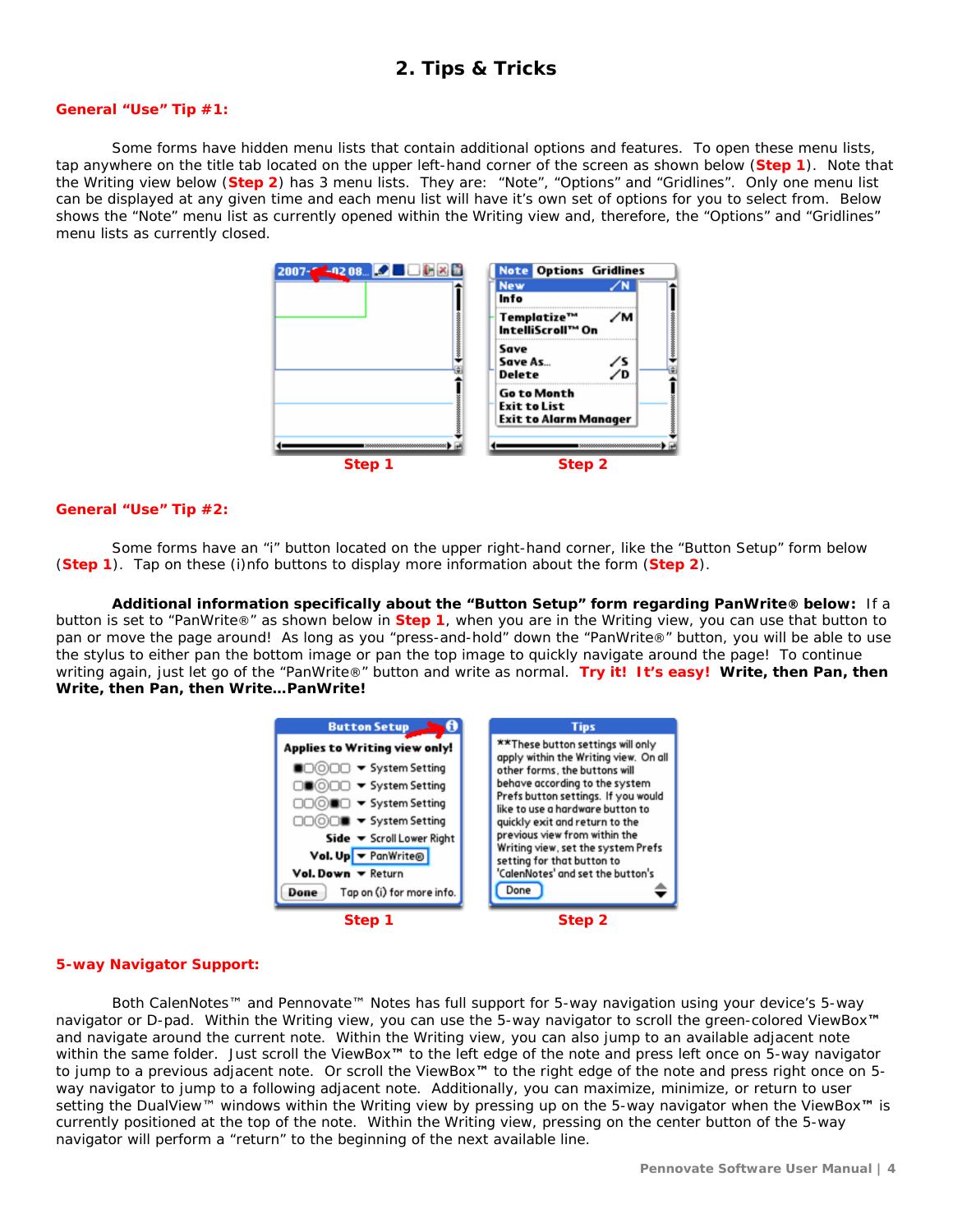## 2. Tips & Tricks

**General "Use" Tip #1:**

Some forms have hidden menu lists that contain additional options and features. To open these menu lists, tap anywhere on the title tab located on the upper left-hand corner of the screen as shown below (**Step 1**). Note that the Writing view below (**Step 2**) has 3 menu lists. They are: "Note", "Options" and "Gridlines". Only one menu list can be displayed at any given time and each menu list will have it's own set of options for you to select from. Below shows the "Note" menu list as currently opened within the Writing view and, therefore, the "Options" and "Gridlines" menu lists as currently closed.

**Step 1** **Step 2**

**General "Use" Tip #2:**

Some forms have an "i" button located on the upper right-hand corner, like the "Button Setup" form below (**Step 1**). Tap on these (i)nfo buttons to display more information about the form (**Step 2**).

**Additional information specifically about the "Button Setup" form regarding PanWrite® below:** If a button is set to "PanWrite®" as shown below in **Step 1**, when you are in the Writing view, you can use that button to pan or move the page around! As long as you "press-and-hold" down the "PanWrite®" button, you will be able to use the stylus to either pan the bottom image or pan the top image to quickly navigate around the page! To continue writing again, just let go of the "PanWrite®" button and write as normal. **Try it! It's easy! Write, then Pan, then Write, then Pan, then Write…PanWrite!**

**Step 1** **Step 2**

**5-way Navigator Support:**

Both CalenNotes™ and Pennovate™ Notes has full support for 5-way navigation using your device's 5-way navigator or D-pad. Within the Writing view, you can use the 5-way navigator to scroll the green-colored ViewBox™ and navigate around the current note. Within the Writing view, you can also jump to an available adjacent note within the same folder. Just scroll the ViewBox™ to the left edge of the note and press left once on 5-way navigator to jump to a previous adjacent note. Or scroll the ViewBox™ to the right edge of the note and press right once on 5-way navigator to jump to a following adjacent note. Additionally, you can maximize, minimize, or return to user setting the DualView™ windows within the Writing view by pressing up on the 5-way navigator when the ViewBox™ is currently positioned at the top of the note. Within the Writing view, pressing on the center button of the 5-way navigator will perform a "return" to the beginning of the next available line.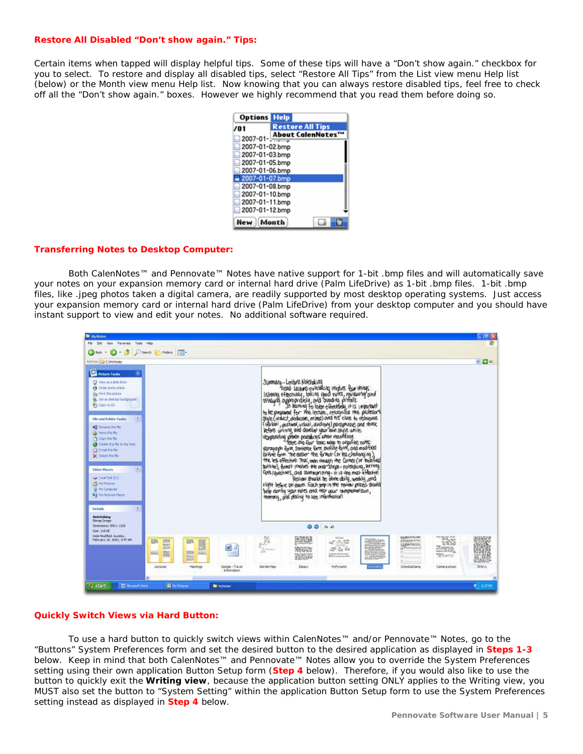## Restore All Disabled "Don't show again." Tips:

Certain items when tapped will display helpful tips. Some of these tips will have a "Don't show again." checkbox for you to select. To restore and display all disabled tips, select "Restore All Tips" from the List view menu Help list (below) or the Month view menu Help list. Now knowing that you can always restore disabled tips, feel free to check off all the "Don't show again." boxes. However we highly recommend that you read them before doing so.

## Transferring Notes to Desktop Computer:

Both CalenNotes™ and Pennovate™ Notes have native support for 1-bit .bmp files and will automatically save your notes on your expansion memory card or internal hard drive (Palm LifeDrive) as 1-bit .bmp files. 1-bit .bmp files, like .jpeg photos taken a digital camera, are readily supported by most desktop operating systems. Just access your expansion memory card or internal hard drive (Palm LifeDrive) from your desktop computer and you should have instant support to view and edit your notes. No additional software required.

## Quickly Switch Views via Hard Button:

To use a hard button to quickly switch views within CalenNotes™ and/or Pennovate™ Notes, go to the "Buttons" System Preferences form and set the desired button to the desired application as displayed in **Steps 1-3** below. Keep in mind that both CalenNotes™ and Pennovate™ Notes allow you to override the System Preferences setting using their own application Button Setup form (**Step 4** below). Therefore, if you would also like to use the button to quickly exit the **Writing view**, because the application button setting ONLY applies to the Writing view, you MUST also set the button to "System Setting" within the application Button Setup form to use the System Preferences setting instead as displayed in **Step 4** below.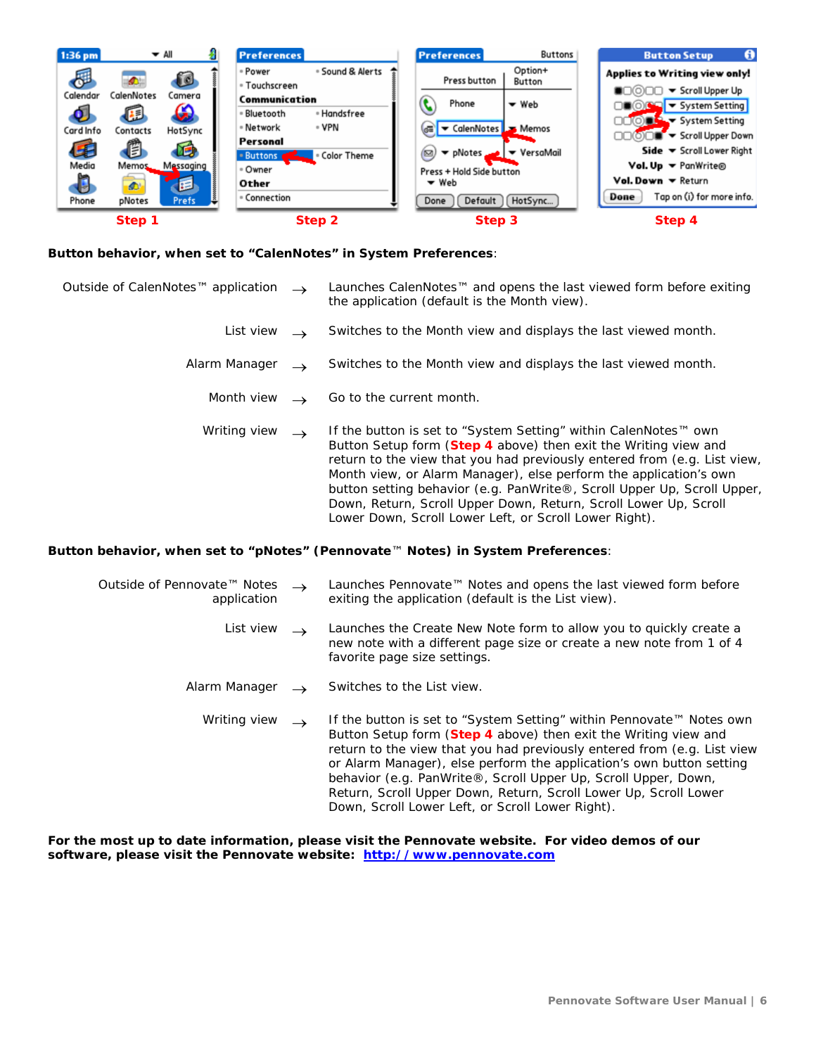Step 1 Step 2 Step 3 Step 4

**Button behavior, when set to “CalenNotes” in System Preferences**:

| | | |
|---|---|---|
| Outside of CalenNotes™ application | → | Launches CalenNotes™ and opens the last viewed form before exiting the application (default is the Month view). |
| List view | → | Switches to the Month view and displays the last viewed month. |
| Alarm Manager | → | Switches to the Month view and displays the last viewed month. |
| Month view | → | Go to the current month. |
| Writing view | → | If the button is set to “System Setting” within CalenNotes™ own Button Setup form (**Step 4** above) then exit the Writing view and return to the view that you had previously entered from (e.g. List view, Month view, or Alarm Manager), else perform the application’s own button setting behavior (e.g. PanWrite®, Scroll Upper Up, Scroll Upper, Down, Return, Scroll Upper Down, Return, Scroll Lower Up, Scroll Lower Down, Scroll Lower Left, or Scroll Lower Right). |

**Button behavior, when set to “pNotes” (Pennovate™ Notes) in System Preferences**:

| | | |
|---|---|---|
| Outside of Pennovate™ Notes application | → | Launches Pennovate™ Notes and opens the last viewed form before exiting the application (default is the List view). |
| List view | → | Launches the Create New Note form to allow you to quickly create a new note with a different page size or create a new note from 1 of 4 favorite page size settings. |
| Alarm Manager | → | Switches to the List view. |
| Writing view | → | If the button is set to “System Setting” within Pennovate™ Notes own Button Setup form (**Step 4** above) then exit the Writing view and return to the view that you had previously entered from (e.g. List view or Alarm Manager), else perform the application’s own button setting behavior (e.g. PanWrite®, Scroll Upper Up, Scroll Upper, Down, Return, Scroll Upper Down, Return, Scroll Lower Up, Scroll Lower Down, Scroll Lower Left, or Scroll Lower Right). |

**For the most up to date information, please visit the Pennovate website. For video demos of our software, please visit the Pennovate website: [http://www.pennovate.com](http://www.pennovate.com)**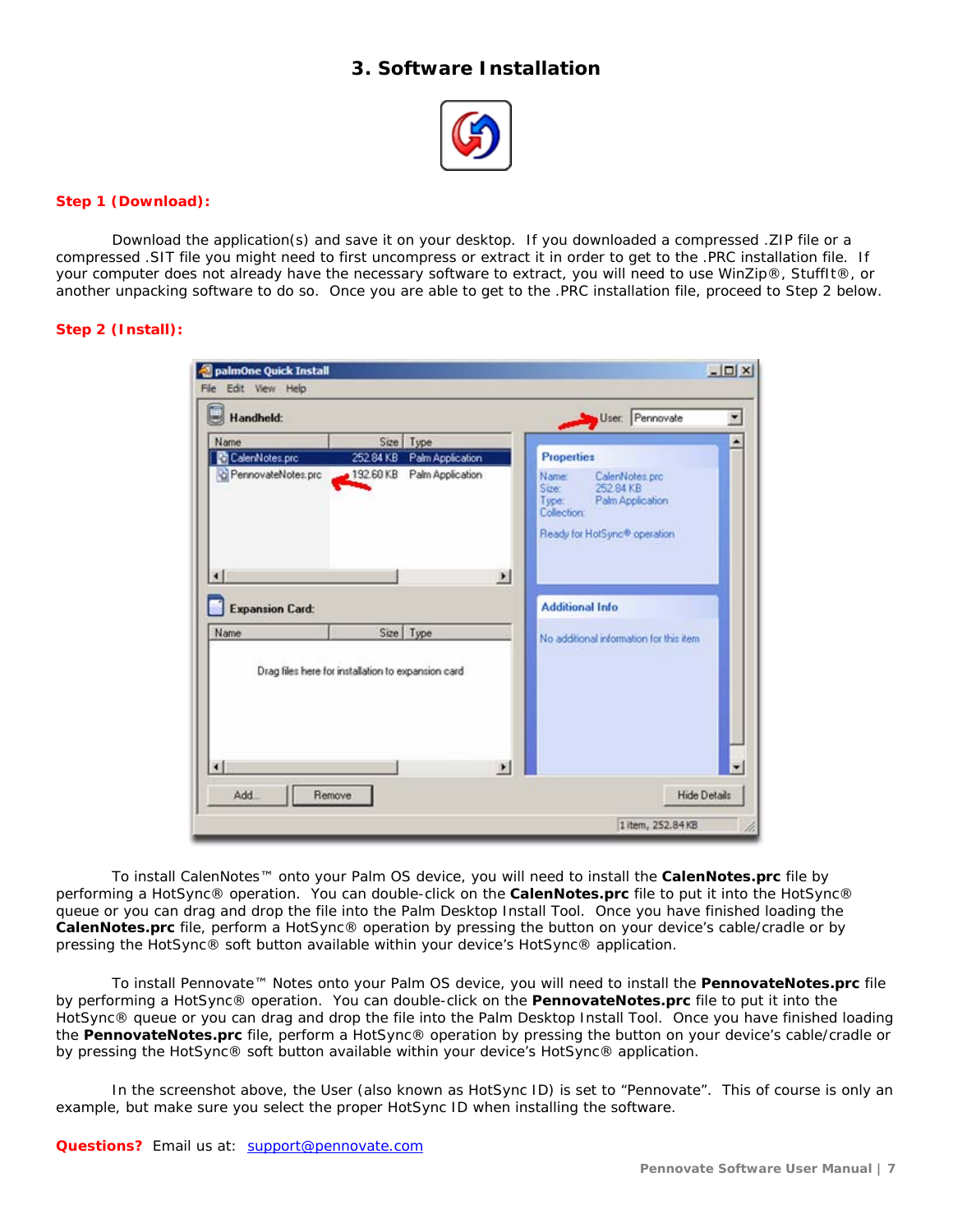# 3. Software Installation

**Step 1 (Download):**

Download the application(s) and save it on your desktop. If you downloaded a compressed .ZIP file or a compressed .SIT file you might need to first uncompress or extract it in order to get to the .PRC installation file. If your computer does not already have the necessary software to extract, you will need to use WinZip®, StuffIt®, or another unpacking software to do so. Once you are able to get to the .PRC installation file, proceed to Step 2 below.

**Step 2 (Install):**

To install CalenNotes™ onto your Palm OS device, you will need to install the **CalenNotes.prc** file by performing a HotSync® operation. You can double-click on the **CalenNotes.prc** file to put it into the HotSync® queue or you can drag and drop the file into the Palm Desktop Install Tool. Once you have finished loading the **CalenNotes.prc** file, perform a HotSync® operation by pressing the button on your device's cable/cradle or by pressing the HotSync® soft button available within your device's HotSync® application.

To install Pennovate™ Notes onto your Palm OS device, you will need to install the **PennovateNotes.prc** file by performing a HotSync® operation. You can double-click on the **PennovateNotes.prc** file to put it into the HotSync® queue or you can drag and drop the file into the Palm Desktop Install Tool. Once you have finished loading the **PennovateNotes.prc** file, perform a HotSync® operation by pressing the button on your device's cable/cradle or by pressing the HotSync® soft button available within your device's HotSync® application.

In the screenshot above, the User (also known as HotSync ID) is set to "Pennovate". This of course is only an example, but make sure you select the proper HotSync ID when installing the software.

**Questions?** Email us at: support@pennovate.com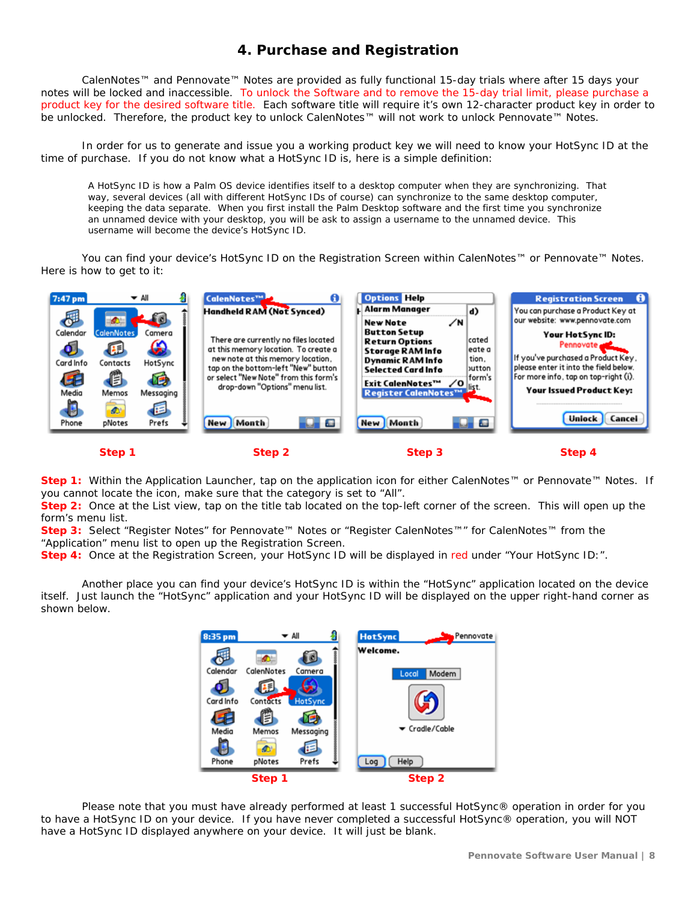## 4. Purchase and Registration

CalenNotes™ and Pennovate™ Notes are provided as fully functional 15-day trials where after 15 days your notes will be locked and inaccessible. To unlock the Software and to remove the 15-day trial limit, please purchase a product key for the desired software title. Each software title will require it's own 12-character product key in order to be unlocked. Therefore, the product key to unlock CalenNotes™ will not work to unlock Pennovate™ Notes.

In order for us to generate and issue you a working product key we will need to know your HotSync ID at the time of purchase. If you do not know what a HotSync ID is, here is a simple definition:

> A HotSync ID is how a Palm OS device identifies itself to a desktop computer when they are synchronizing. That way, several devices (all with different HotSync IDs of course) can synchronize to the same desktop computer, keeping the data separate. When you first install the Palm Desktop software and the first time you synchronize an unnamed device with your desktop, you will be ask to assign a username to the unnamed device. This username will become the device's HotSync ID.

You can find your device's HotSync ID on the Registration Screen within CalenNotes™ or Pennovate™ Notes. Here is how to get to it:

Step 1 | Step 2 | Step 3 | Step 4

**Step 1:** Within the Application Launcher, tap on the application icon for either CalenNotes™ or Pennovate™ Notes. If you cannot locate the icon, make sure that the category is set to "All".
**Step 2:** Once at the List view, tap on the title tab located on the top-left corner of the screen. This will open up the form's menu list.
**Step 3:** Select "Register Notes" for Pennovate™ Notes or "Register CalenNotes™" for CalenNotes™ from the "Application" menu list to open up the Registration Screen.
**Step 4:** Once at the Registration Screen, your HotSync ID will be displayed in red under "Your HotSync ID:".

Another place you can find your device's HotSync ID is within the "HotSync" application located on the device itself. Just launch the "HotSync" application and your HotSync ID will be displayed on the upper right-hand corner as shown below.

Step 1 | Step 2

Please note that you must have already performed at least 1 successful HotSync® operation in order for you to have a HotSync ID on your device. If you have never completed a successful HotSync® operation, you will NOT have a HotSync ID displayed anywhere on your device. It will just be blank.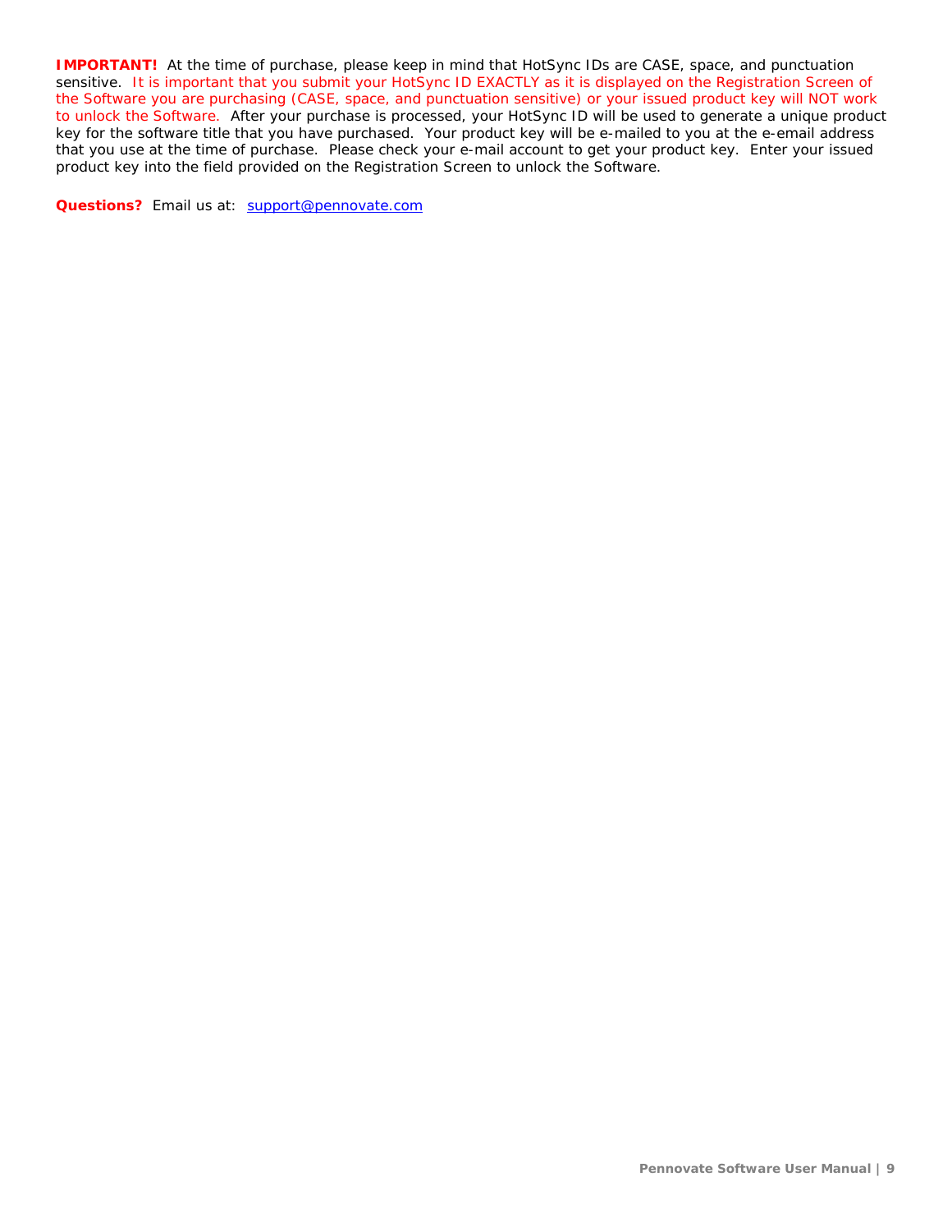**IMPORTANT!** At the time of purchase, please keep in mind that HotSync IDs are CASE, space, and punctuation sensitive. It is important that you submit your HotSync ID EXACTLY as it is displayed on the Registration Screen of the Software you are purchasing (CASE, space, and punctuation sensitive) or your issued product key will NOT work to unlock the Software. After your purchase is processed, your HotSync ID will be used to generate a unique product key for the software title that you have purchased. Your product key will be e-mailed to you at the e-email address that you use at the time of purchase. Please check your e-mail account to get your product key. Enter your issued product key into the field provided on the Registration Screen to unlock the Software.

**Questions?** Email us at: support@pennovate.com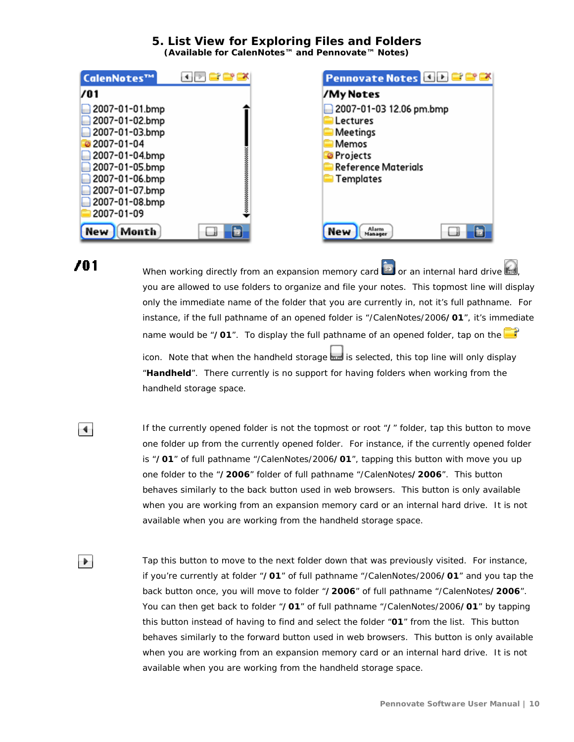# 5. List View for Exploring Files and Folders

**(Available for CalenNotes™ and Pennovate™ Notes)**

**/01** When working directly from an expansion memory card or an internal hard drive, you are allowed to use folders to organize and file your notes. This topmost line will display only the immediate name of the folder that you are currently in, not it's full pathname. For instance, if the full pathname of an opened folder is "/CalenNotes/2006**/ 01**", it's immediate name would be "**/ 01**". To display the full pathname of an opened folder, tap on the icon. Note that when the handheld storage is selected, this top line will only display "**Handheld**". There currently is no support for having folders when working from the handheld storage space.

If the currently opened folder is not the topmost or root "**/** " folder, tap this button to move one folder up from the currently opened folder. For instance, if the currently opened folder is "**/ 01**" of full pathname "/CalenNotes/2006**/ 01**", tapping this button with move you up one folder to the "**/ 2006**" folder of full pathname "/CalenNotes**/ 2006**". This button behaves similarly to the back button used in web browsers. This button is only available when you are working from an expansion memory card or an internal hard drive. It is not available when you are working from the handheld storage space.

Tap this button to move to the next folder down that was previously visited. For instance, if you're currently at folder "**/ 01**" of full pathname "/CalenNotes/2006**/ 01**" and you tap the back button once, you will move to folder "**/ 2006**" of full pathname "/CalenNotes**/ 2006**". You can then get back to folder "**/ 01**" of full pathname "/CalenNotes/2006**/ 01**" by tapping this button instead of having to find and select the folder "**01**" from the list. This button behaves similarly to the forward button used in web browsers. This button is only available when you are working from an expansion memory card or an internal hard drive. It is not available when you are working from the handheld storage space.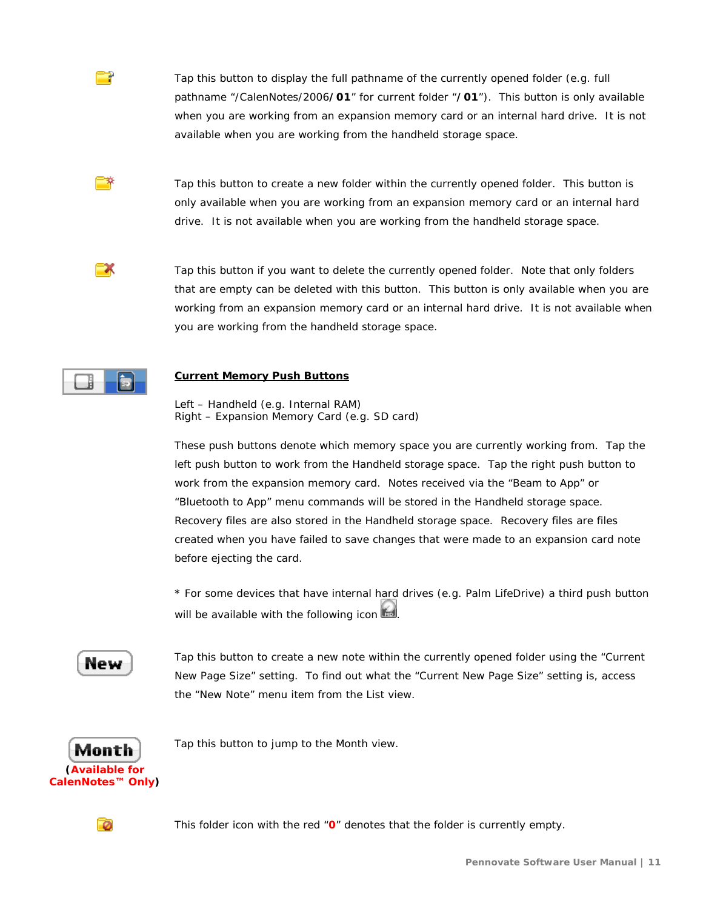Tap this button to display the full pathname of the currently opened folder (e.g. full pathname "/CalenNotes/2006/**01**" for current folder "/**01**"). This button is only available when you are working from an expansion memory card or an internal hard drive. It is not available when you are working from the handheld storage space.

Tap this button to create a new folder within the currently opened folder. This button is only available when you are working from an expansion memory card or an internal hard drive. It is not available when you are working from the handheld storage space.

Tap this button if you want to delete the currently opened folder. Note that only folders that are empty can be deleted with this button. This button is only available when you are working from an expansion memory card or an internal hard drive. It is not available when you are working from the handheld storage space.

**Current Memory Push Buttons**

Left – Handheld (e.g. Internal RAM)
Right – Expansion Memory Card (e.g. SD card)

These push buttons denote which memory space you are currently working from. Tap the left push button to work from the Handheld storage space. Tap the right push button to work from the expansion memory card. Notes received via the "Beam to App" or "Bluetooth to App" menu commands will be stored in the Handheld storage space. Recovery files are also stored in the Handheld storage space. Recovery files are files created when you have failed to save changes that were made to an expansion card note before ejecting the card.

* For some devices that have internal hard drives (e.g. Palm LifeDrive) a third push button will be available with the following icon .

**New**

Tap this button to create a new note within the currently opened folder using the "Current New Page Size" setting. To find out what the "Current New Page Size" setting is, access the "New Note" menu item from the List view.

**Month**
(**Available for CalenNotes™ Only**)

Tap this button to jump to the Month view.

This folder icon with the red "**0**" denotes that the folder is currently empty.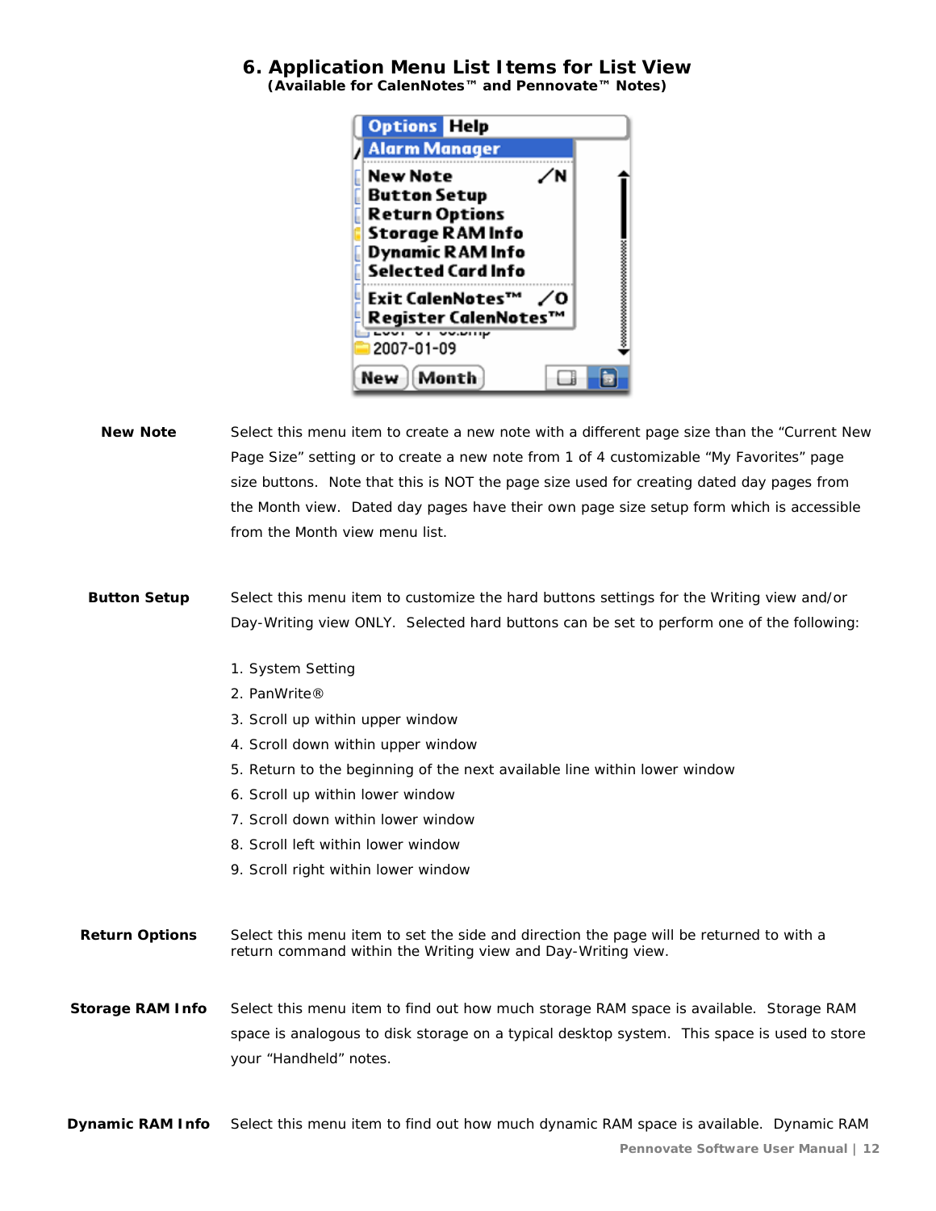## 6. Application Menu List Items for List View

**(Available for CalenNotes™ and Pennovate™ Notes)**

**New Note** Select this menu item to create a new note with a different page size than the "Current New Page Size" setting or to create a new note from 1 of 4 customizable "My Favorites" page size buttons. Note that this is NOT the page size used for creating dated day pages from the Month view. Dated day pages have their own page size setup form which is accessible from the Month view menu list.

**Button Setup** Select this menu item to customize the hard buttons settings for the Writing view and/or Day-Writing view ONLY. Selected hard buttons can be set to perform one of the following:

1. System Setting
2. PanWrite®
3. Scroll up within upper window
4. Scroll down within upper window
5. Return to the beginning of the next available line within lower window
6. Scroll up within lower window
7. Scroll down within lower window
8. Scroll left within lower window
9. Scroll right within lower window

**Return Options** Select this menu item to set the side and direction the page will be returned to with a return command within the Writing view and Day-Writing view.

**Storage RAM Info** Select this menu item to find out how much storage RAM space is available. Storage RAM space is analogous to disk storage on a typical desktop system. This space is used to store your "Handheld" notes.

**Dynamic RAM Info** Select this menu item to find out how much dynamic RAM space is available. Dynamic RAM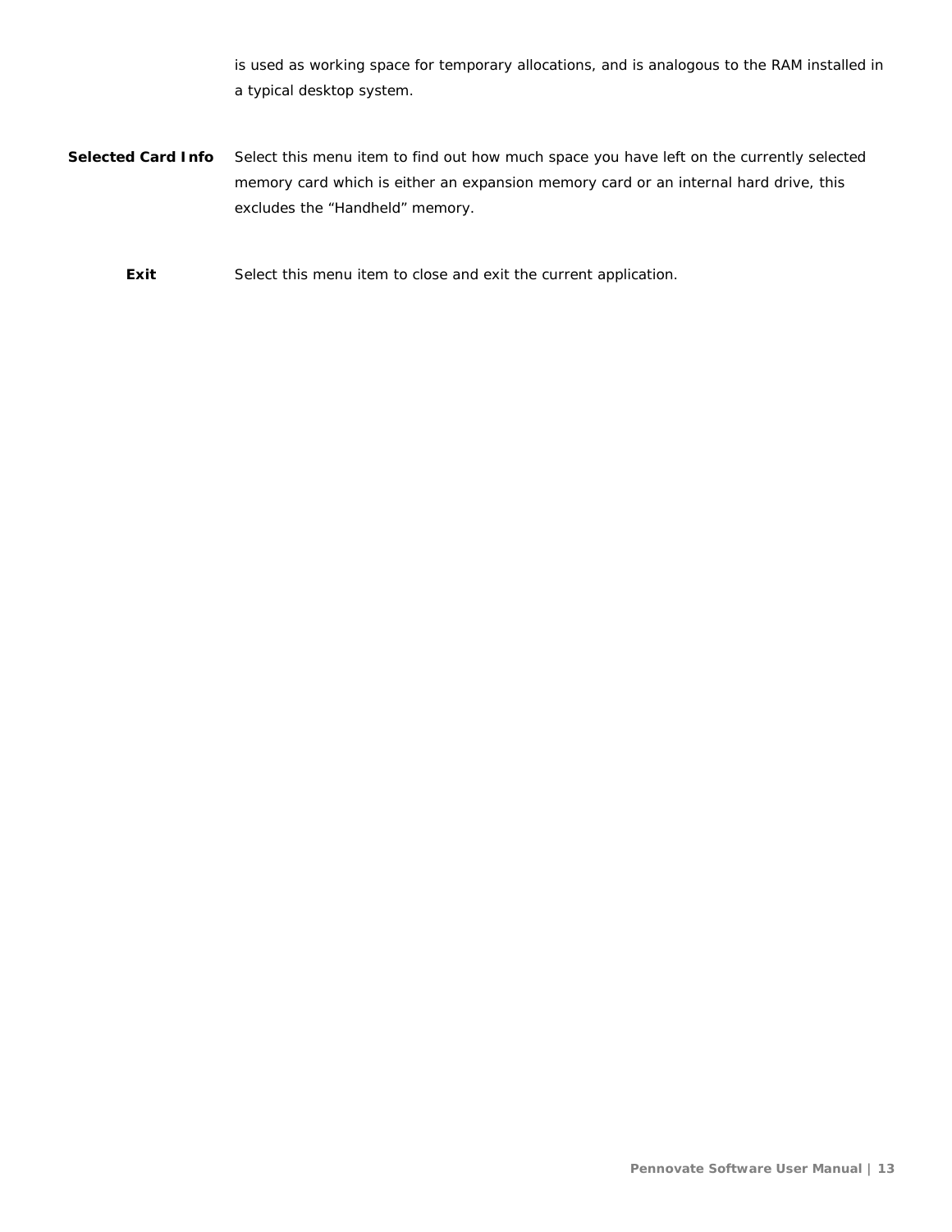is used as working space for temporary allocations, and is analogous to the RAM installed in a typical desktop system.

**Selected Card Info** Select this menu item to find out how much space you have left on the currently selected memory card which is either an expansion memory card or an internal hard drive, this excludes the "Handheld" memory.

**Exit** Select this menu item to close and exit the current application.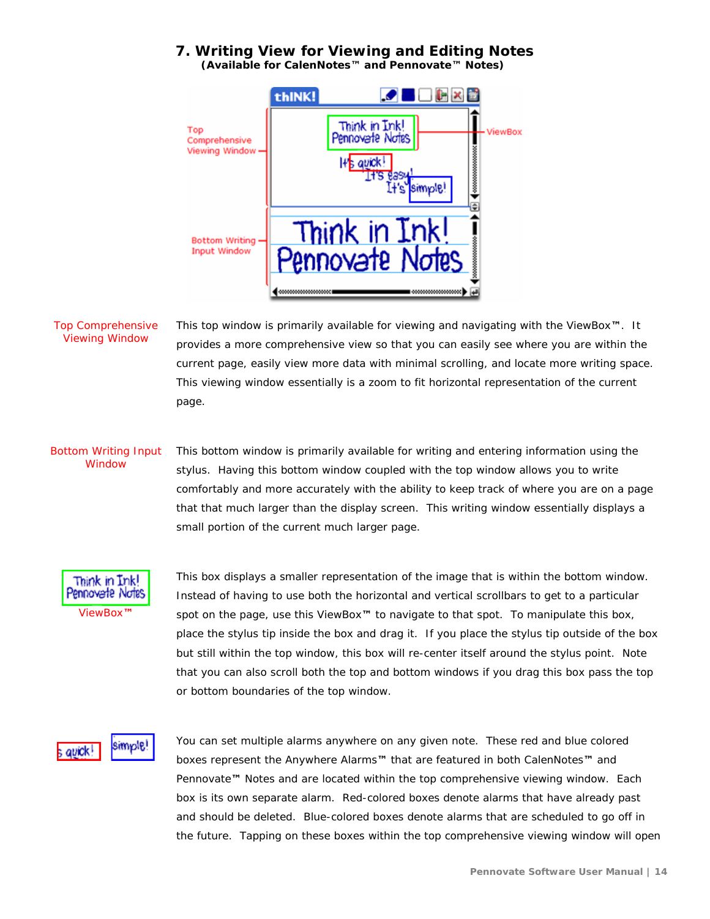## 7. Writing View for Viewing and Editing Notes

**(Available for CalenNotes™ and Pennovate™ Notes)**

**Top Comprehensive Viewing Window**

This top window is primarily available for viewing and navigating with the ViewBox™. It provides a more comprehensive view so that you can easily see where you are within the current page, easily view more data with minimal scrolling, and locate more writing space. This viewing window essentially is a zoom to fit horizontal representation of the current page.

**Bottom Writing Input Window**

This bottom window is primarily available for writing and entering information using the stylus. Having this bottom window coupled with the top window allows you to write comfortably and more accurately with the ability to keep track of where you are on a page that that much larger than the display screen. This writing window essentially displays a small portion of the current much larger page.

**ViewBox™**

This box displays a smaller representation of the image that is within the bottom window. Instead of having to use both the horizontal and vertical scrollbars to get to a particular spot on the page, use this ViewBox™ to navigate to that spot. To manipulate this box, place the stylus tip inside the box and drag it. If you place the stylus tip outside of the box but still within the top window, this box will re-center itself around the stylus point. Note that you can also scroll both the top and bottom windows if you drag this box pass the top or bottom boundaries of the top window.

You can set multiple alarms anywhere on any given note. These red and blue colored boxes represent the Anywhere Alarms™ that are featured in both CalenNotes™ and Pennovate™ Notes and are located within the top comprehensive viewing window. Each box is its own separate alarm. Red-colored boxes denote alarms that have already past and should be deleted. Blue-colored boxes denote alarms that are scheduled to go off in the future. Tapping on these boxes within the top comprehensive viewing window will open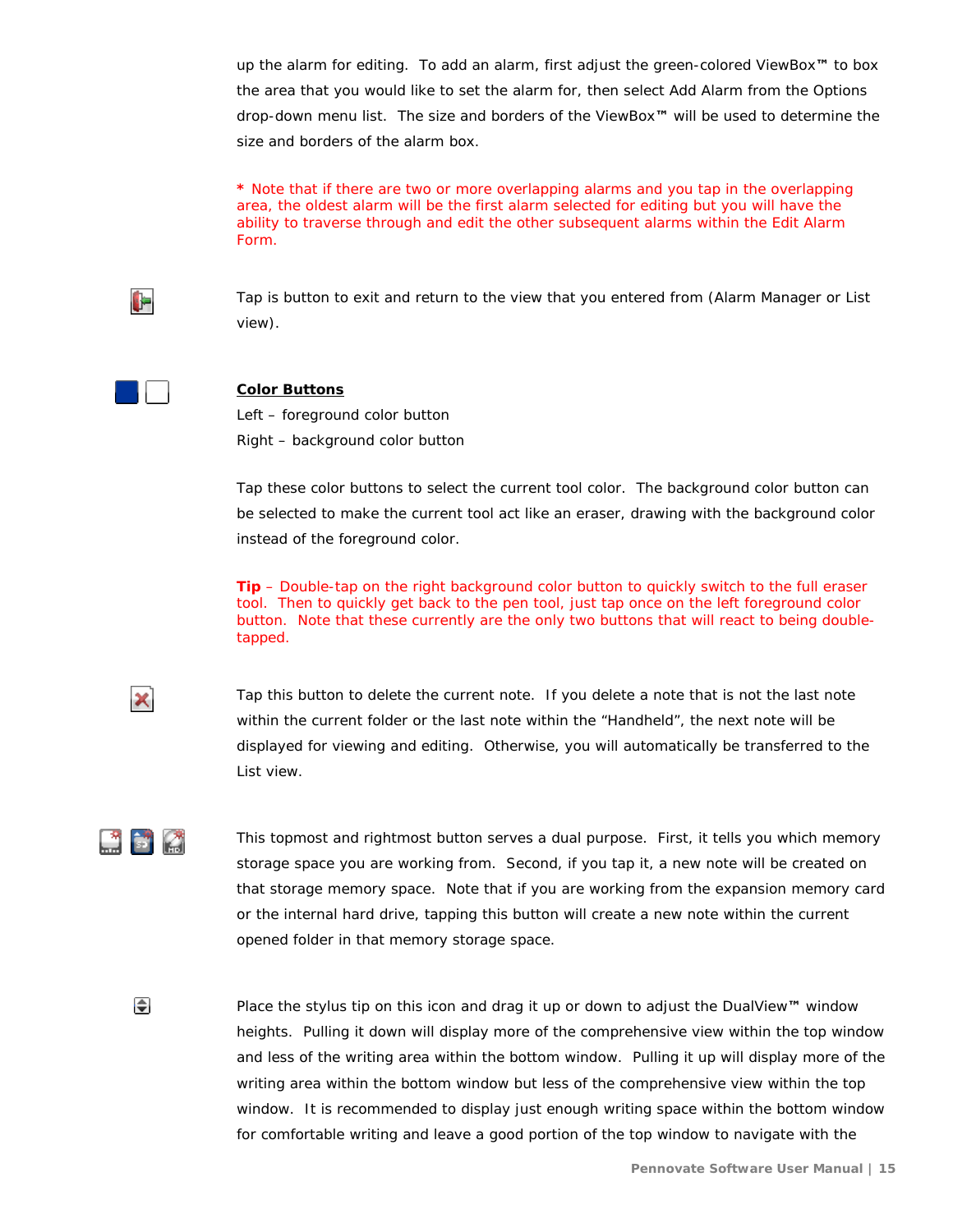up the alarm for editing.  To add an alarm, first adjust the green-colored ViewBox™ to box the area that you would like to set the alarm for, then select Add Alarm from the Options drop-down menu list.  The size and borders of the ViewBox™ will be used to determine the size and borders of the alarm box.

* Note that if there are two or more overlapping alarms and you tap in the overlapping area, the oldest alarm will be the first alarm selected for editing but you will have the ability to traverse through and edit the other subsequent alarms within the Edit Alarm Form.

Tap is button to exit and return to the view that you entered from (Alarm Manager or List view).

**Color Buttons**

Left – foreground color button

Right – background color button

Tap these color buttons to select the current tool color.  The background color button can be selected to make the current tool act like an eraser, drawing with the background color instead of the foreground color.

**Tip** – Double-tap on the right background color button to quickly switch to the full eraser tool.  Then to quickly get back to the pen tool, just tap once on the left foreground color button.  Note that these currently are the only two buttons that will react to being double-tapped.

Tap this button to delete the current note.  If you delete a note that is not the last note within the current folder or the last note within the "Handheld", the next note will be displayed for viewing and editing.  Otherwise, you will automatically be transferred to the List view.

This topmost and rightmost button serves a dual purpose.  First, it tells you which memory storage space you are working from.  Second, if you tap it, a new note will be created on that storage memory space.  Note that if you are working from the expansion memory card or the internal hard drive, tapping this button will create a new note within the current opened folder in that memory storage space.

Place the stylus tip on this icon and drag it up or down to adjust the DualView™ window heights.  Pulling it down will display more of the comprehensive view within the top window and less of the writing area within the bottom window.  Pulling it up will display more of the writing area within the bottom window but less of the comprehensive view within the top window.  It is recommended to display just enough writing space within the bottom window for comfortable writing and leave a good portion of the top window to navigate with the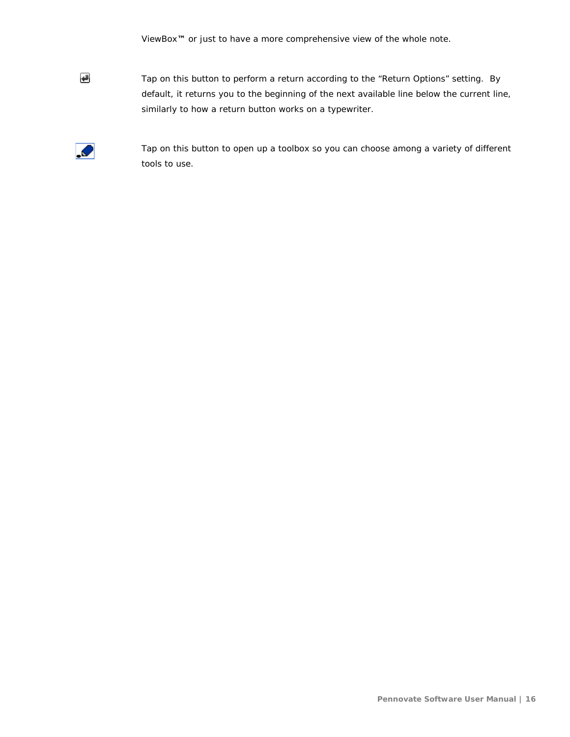ViewBox™ or just to have a more comprehensive view of the whole note.

Tap on this button to perform a return according to the “Return Options” setting. By default, it returns you to the beginning of the next available line below the current line, similarly to how a return button works on a typewriter.

Tap on this button to open up a toolbox so you can choose among a variety of different tools to use.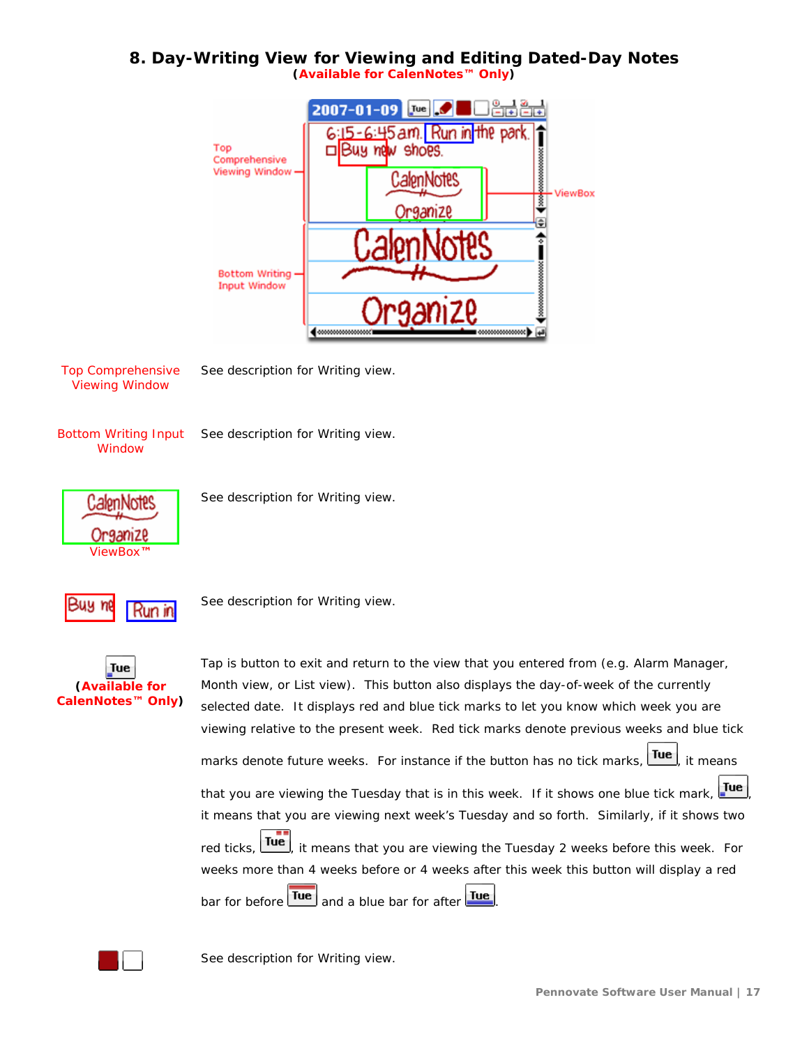## 8. Day-Writing View for Viewing and Editing Dated-Day Notes

**(Available for CalenNotes™ Only)**

| | |
|---|---|
| Top Comprehensive Viewing Window | See description for Writing view. |
| Bottom Writing Input Window | See description for Writing view. |
| ViewBox™ | See description for Writing view. |
| | See description for Writing view. |
| **(Available for CalenNotes™ Only)** | Tap is button to exit and return to the view that you entered from (e.g. Alarm Manager, Month view, or List view). This button also displays the day-of-week of the currently selected date. It displays red and blue tick marks to let you know which week you are viewing relative to the present week. Red tick marks denote previous weeks and blue tick marks denote future weeks. For instance if the button has no tick marks, Tue, it means that you are viewing the Tuesday that is in this week. If it shows one blue tick mark, Tue, it means that you are viewing next week's Tuesday and so forth. Similarly, if it shows two red ticks, Tue, it means that you are viewing the Tuesday 2 weeks before this week. For weeks more than 4 weeks before or 4 weeks after this week this button will display a red bar for before Tue and a blue bar for after Tue. |
| | See description for Writing view. |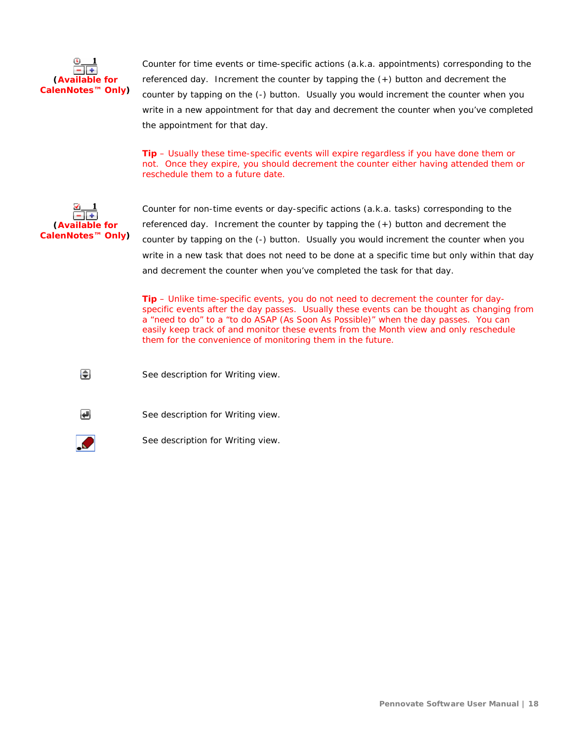**(Available for CalenNotes™ Only)**

Counter for time events or time-specific actions (a.k.a. appointments) corresponding to the referenced day. Increment the counter by tapping the (+) button and decrement the counter by tapping on the (-) button. Usually you would increment the counter when you write in a new appointment for that day and decrement the counter when you've completed the appointment for that day.

**Tip** – Usually these time-specific events will expire regardless if you have done them or not. Once they expire, you should decrement the counter either having attended them or reschedule them to a future date.

**(Available for CalenNotes™ Only)**

Counter for non-time events or day-specific actions (a.k.a. tasks) corresponding to the referenced day. Increment the counter by tapping the (+) button and decrement the counter by tapping on the (-) button. Usually you would increment the counter when you write in a new task that does not need to be done at a specific time but only within that day and decrement the counter when you've completed the task for that day.

**Tip** – Unlike time-specific events, you do not need to decrement the counter for day-specific events after the day passes. Usually these events can be thought as changing from a "need to do" to a "to do ASAP (As Soon As Possible)" when the day passes. You can easily keep track of and monitor these events from the Month view and only reschedule them for the convenience of monitoring them in the future.

See description for Writing view.

See description for Writing view.

See description for Writing view.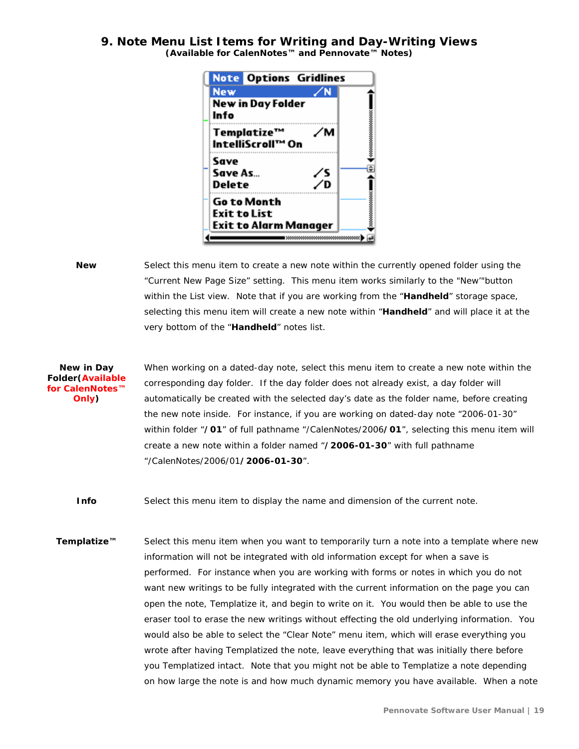## 9. Note Menu List Items for Writing and Day-Writing Views

**(Available for CalenNotes™ and Pennovate™ Notes)**

**New** — Select this menu item to create a new note within the currently opened folder using the "Current New Page Size" setting. This menu item works similarly to the "New'"button within the List view. Note that if you are working from the "**Handheld**" storage space, selecting this menu item will create a new note within "**Handheld**" and will place it at the very bottom of the "**Handheld**" notes list.

**New in Day Folder(Available for CalenNotes™ Only)** — When working on a dated-day note, select this menu item to create a new note within the corresponding day folder. If the day folder does not already exist, a day folder will automatically be created with the selected day's date as the folder name, before creating the new note inside. For instance, if you are working on dated-day note "2006-01-30" within folder "**/01**" of full pathname "/CalenNotes/2006**/01**", selecting this menu item will create a new note within a folder named "**/2006-01-30**" with full pathname "/CalenNotes/2006/01**/2006-01-30**".

**Info** — Select this menu item to display the name and dimension of the current note.

**Templatize™** — Select this menu item when you want to temporarily turn a note into a template where new information will not be integrated with old information except for when a save is performed. For instance when you are working with forms or notes in which you do not want new writings to be fully integrated with the current information on the page you can open the note, Templatize it, and begin to write on it. You would then be able to use the eraser tool to erase the new writings without effecting the old underlying information. You would also be able to select the "Clear Note" menu item, which will erase everything you wrote after having Templatized the note, leave everything that was initially there before you Templatized intact. Note that you might not be able to Templatize a note depending on how large the note is and how much dynamic memory you have available. When a note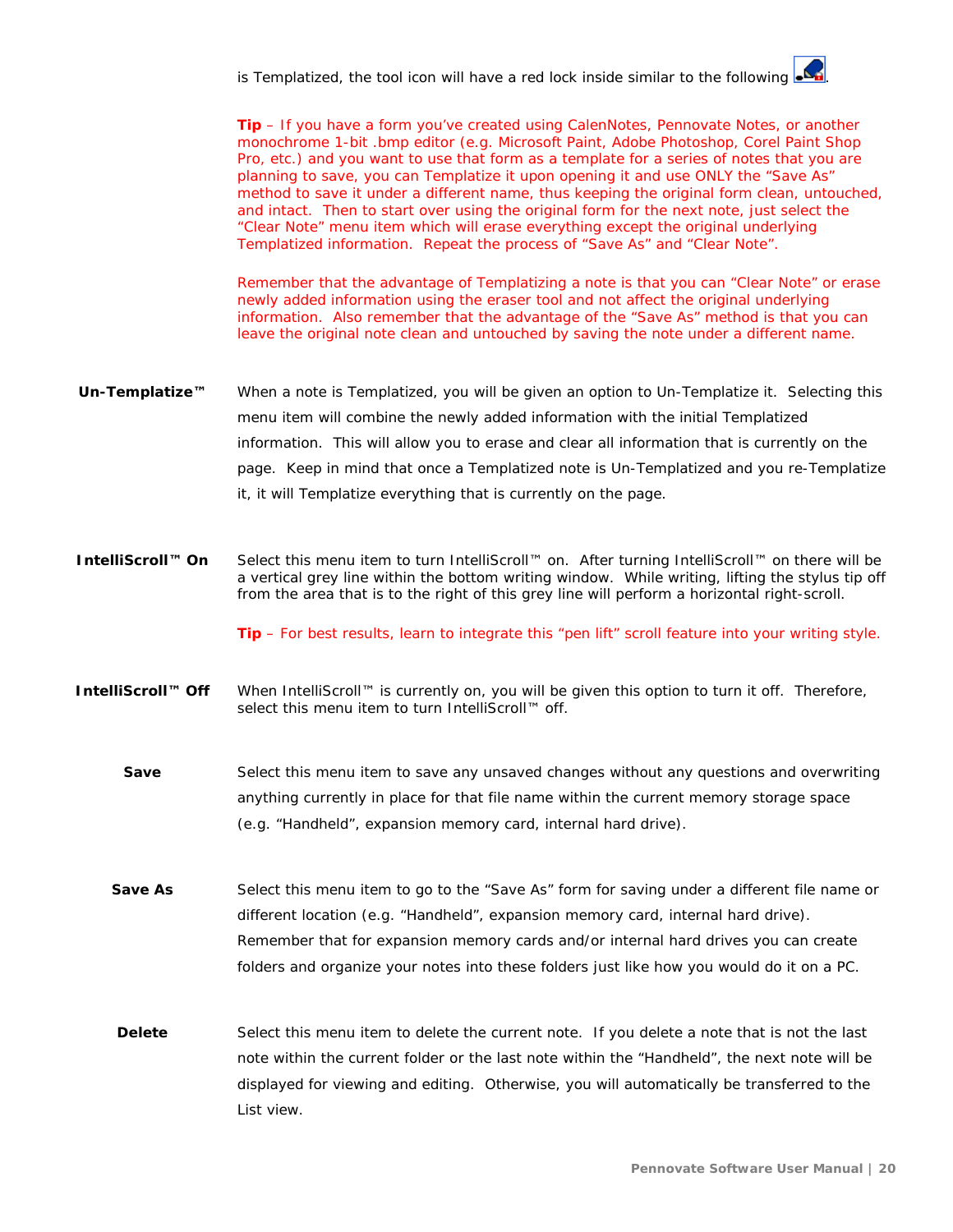is Templatized, the tool icon will have a red lock inside similar to the following .

**Tip** – If you have a form you've created using CalenNotes, Pennovate Notes, or another monochrome 1-bit .bmp editor (e.g. Microsoft Paint, Adobe Photoshop, Corel Paint Shop Pro, etc.) and you want to use that form as a template for a series of notes that you are planning to save, you can Templatize it upon opening it and use ONLY the "Save As" method to save it under a different name, thus keeping the original form clean, untouched, and intact. Then to start over using the original form for the next note, just select the "Clear Note" menu item which will erase everything except the original underlying Templatized information. Repeat the process of "Save As" and "Clear Note".

Remember that the advantage of Templatizing a note is that you can "Clear Note" or erase newly added information using the eraser tool and not affect the original underlying information. Also remember that the advantage of the "Save As" method is that you can leave the original note clean and untouched by saving the note under a different name.

**Un-Templatize™**

When a note is Templatized, you will be given an option to Un-Templatize it. Selecting this menu item will combine the newly added information with the initial Templatized information. This will allow you to erase and clear all information that is currently on the page. Keep in mind that once a Templatized note is Un-Templatized and you re-Templatize it, it will Templatize everything that is currently on the page.

**IntelliScroll™ On**

Select this menu item to turn IntelliScroll™ on. After turning IntelliScroll™ on there will be a vertical grey line within the bottom writing window. While writing, lifting the stylus tip off from the area that is to the right of this grey line will perform a horizontal right-scroll.

**Tip** – For best results, learn to integrate this "pen lift" scroll feature into your writing style.

**IntelliScroll™ Off**

When IntelliScroll™ is currently on, you will be given this option to turn it off. Therefore, select this menu item to turn IntelliScroll™ off.

**Save**

Select this menu item to save any unsaved changes without any questions and overwriting anything currently in place for that file name within the current memory storage space (e.g. "Handheld", expansion memory card, internal hard drive).

**Save As**

Select this menu item to go to the "Save As" form for saving under a different file name or different location (e.g. "Handheld", expansion memory card, internal hard drive). Remember that for expansion memory cards and/or internal hard drives you can create folders and organize your notes into these folders just like how you would do it on a PC.

**Delete**

Select this menu item to delete the current note. If you delete a note that is not the last note within the current folder or the last note within the "Handheld", the next note will be displayed for viewing and editing. Otherwise, you will automatically be transferred to the List view.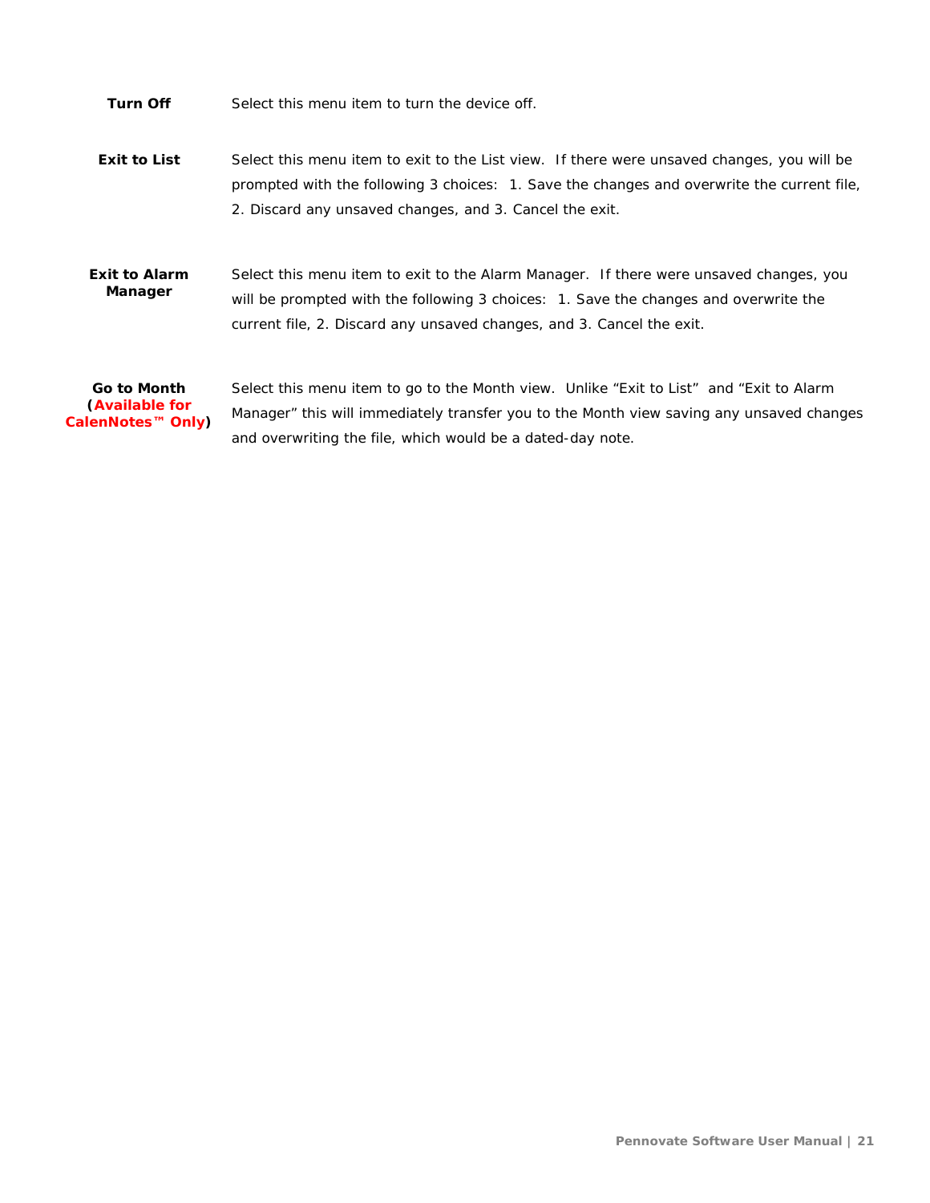**Turn Off** — Select this menu item to turn the device off.

**Exit to List** — Select this menu item to exit to the List view. If there were unsaved changes, you will be prompted with the following 3 choices: 1. Save the changes and overwrite the current file, 2. Discard any unsaved changes, and 3. Cancel the exit.

**Exit to Alarm Manager** — Select this menu item to exit to the Alarm Manager. If there were unsaved changes, you will be prompted with the following 3 choices: 1. Save the changes and overwrite the current file, 2. Discard any unsaved changes, and 3. Cancel the exit.

**Go to Month (Available for CalenNotes™ Only)** — Select this menu item to go to the Month view. Unlike "Exit to List" and "Exit to Alarm Manager" this will immediately transfer you to the Month view saving any unsaved changes and overwriting the file, which would be a dated-day note.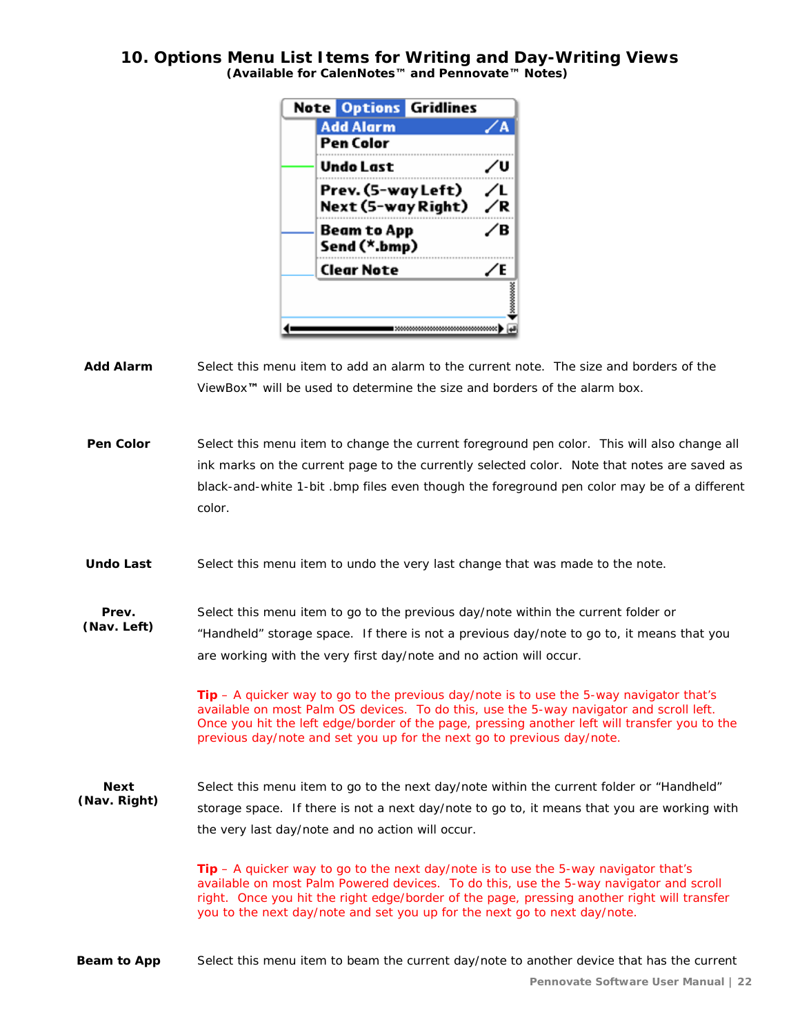## 10. Options Menu List Items for Writing and Day-Writing Views

**(Available for CalenNotes™ and Pennovate™ Notes)**

**Add Alarm** Select this menu item to add an alarm to the current note. The size and borders of the ViewBox™ will be used to determine the size and borders of the alarm box.

**Pen Color** Select this menu item to change the current foreground pen color. This will also change all ink marks on the current page to the currently selected color. Note that notes are saved as black-and-white 1-bit .bmp files even though the foreground pen color may be of a different color.

**Undo Last** Select this menu item to undo the very last change that was made to the note.

**Prev. (Nav. Left)** Select this menu item to go to the previous day/note within the current folder or "Handheld" storage space. If there is not a previous day/note to go to, it means that you are working with the very first day/note and no action will occur.

**Tip** – A quicker way to go to the previous day/note is to use the 5-way navigator that's available on most Palm OS devices. To do this, use the 5-way navigator and scroll left. Once you hit the left edge/border of the page, pressing another left will transfer you to the previous day/note and set you up for the next go to previous day/note.

**Next (Nav. Right)** Select this menu item to go to the next day/note within the current folder or "Handheld" storage space. If there is not a next day/note to go to, it means that you are working with the very last day/note and no action will occur.

**Tip** – A quicker way to go to the next day/note is to use the 5-way navigator that's available on most Palm Powered devices. To do this, use the 5-way navigator and scroll right. Once you hit the right edge/border of the page, pressing another right will transfer you to the next day/note and set you up for the next go to next day/note.

**Beam to App** Select this menu item to beam the current day/note to another device that has the current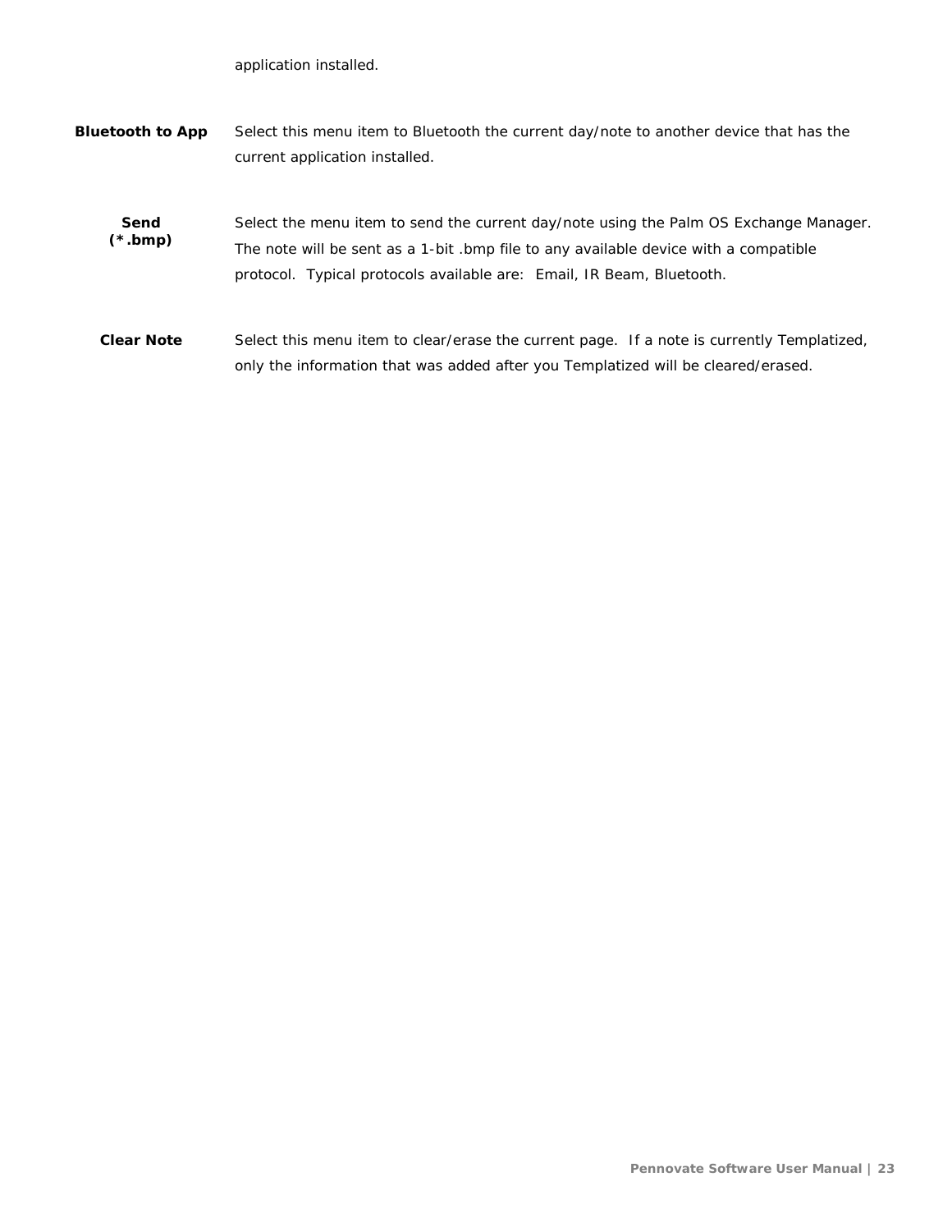application installed.

**Bluetooth to App** Select this menu item to Bluetooth the current day/note to another device that has the current application installed.

**Send (*.bmp)** Select the menu item to send the current day/note using the Palm OS Exchange Manager. The note will be sent as a 1-bit .bmp file to any available device with a compatible protocol. Typical protocols available are: Email, IR Beam, Bluetooth.

**Clear Note** Select this menu item to clear/erase the current page. If a note is currently Templatized, only the information that was added after you Templatized will be cleared/erased.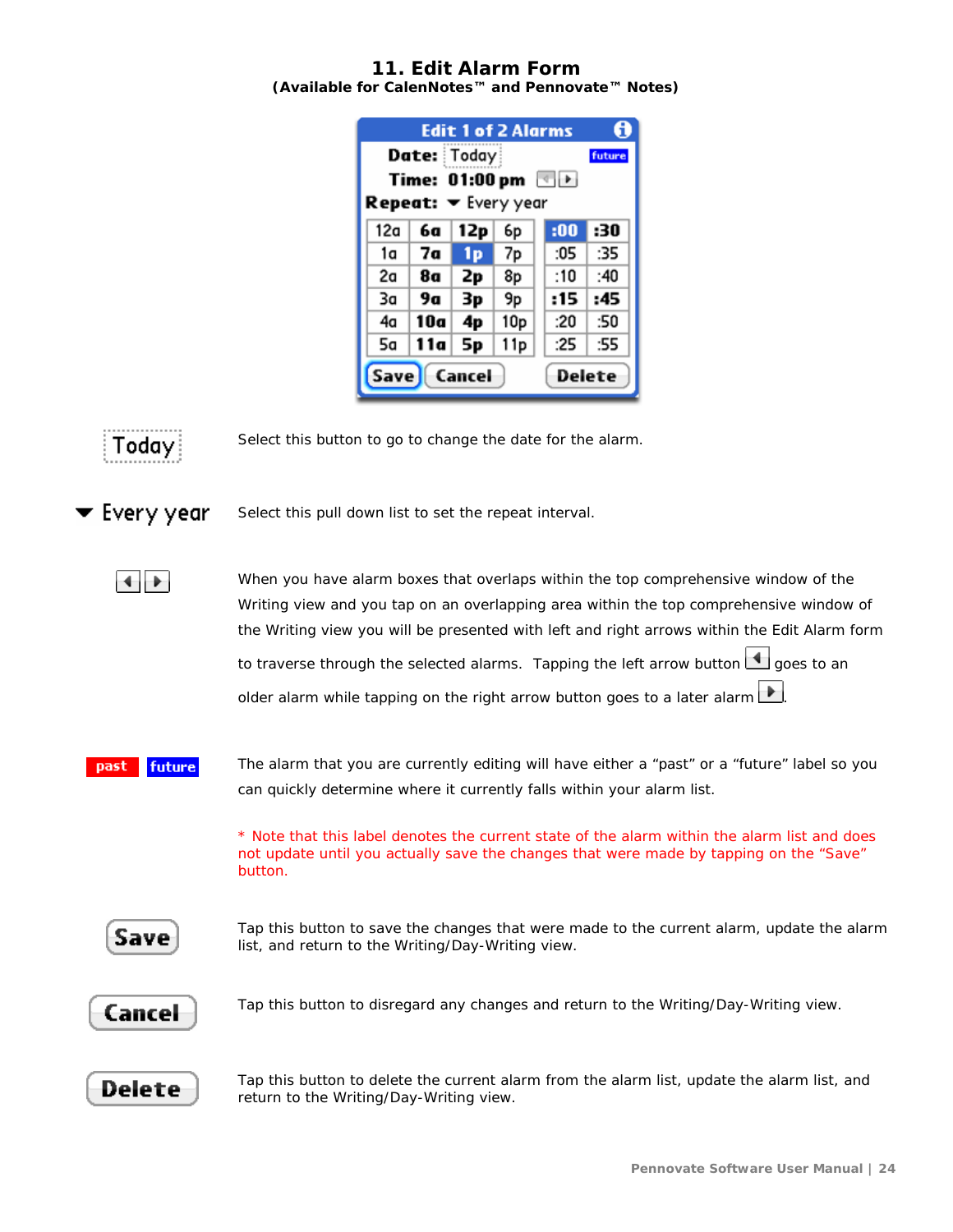# 11. Edit Alarm Form

**(Available for CalenNotes™ and Pennovate™ Notes)**

Today — Select this button to go to change the date for the alarm.

Every year — Select this pull down list to set the repeat interval.

When you have alarm boxes that overlaps within the top comprehensive window of the Writing view and you tap on an overlapping area within the top comprehensive window of the Writing view you will be presented with left and right arrows within the Edit Alarm form to traverse through the selected alarms. Tapping the left arrow button goes to an older alarm while tapping on the right arrow button goes to a later alarm.

past future — The alarm that you are currently editing will have either a "past" or a "future" label so you can quickly determine where it currently falls within your alarm list.

* Note that this label denotes the current state of the alarm within the alarm list and does not update until you actually save the changes that were made by tapping on the "Save" button.

Save — Tap this button to save the changes that were made to the current alarm, update the alarm list, and return to the Writing/Day-Writing view.

Cancel — Tap this button to disregard any changes and return to the Writing/Day-Writing view.

Delete — Tap this button to delete the current alarm from the alarm list, update the alarm list, and return to the Writing/Day-Writing view.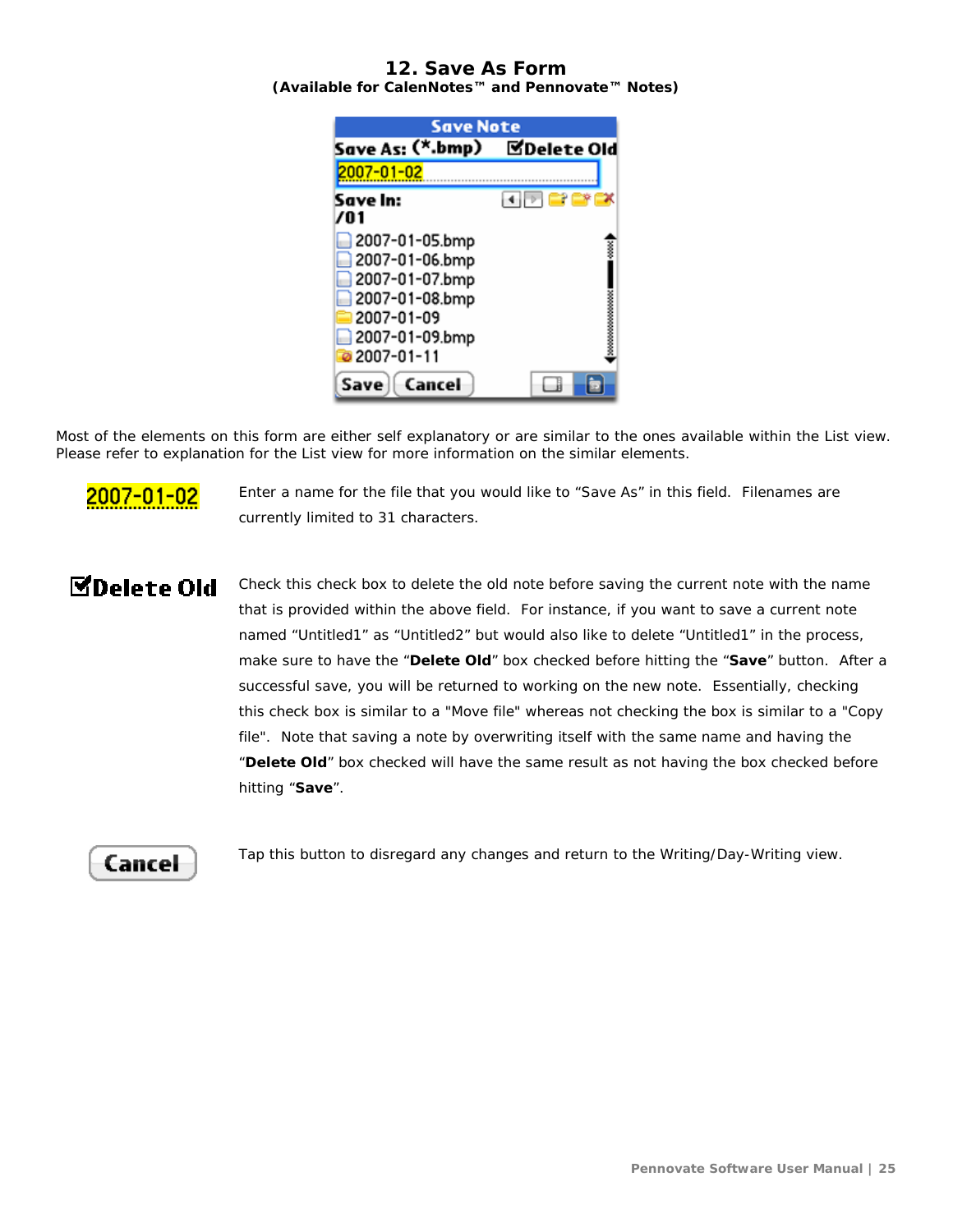## 12. Save As Form

**(Available for CalenNotes™ and Pennovate™ Notes)**

Most of the elements on this form are either self explanatory or are similar to the ones available within the List view. Please refer to explanation for the List view for more information on the similar elements.

2007-01-02 — Enter a name for the file that you would like to "Save As" in this field. Filenames are currently limited to 31 characters.

☑Delete Old — Check this check box to delete the old note before saving the current note with the name that is provided within the above field. For instance, if you want to save a current note named "Untitled1" as "Untitled2" but would also like to delete "Untitled1" in the process, make sure to have the "**Delete Old**" box checked before hitting the "**Save**" button. After a successful save, you will be returned to working on the new note. Essentially, checking this check box is similar to a "Move file" whereas not checking the box is similar to a "Copy file". Note that saving a note by overwriting itself with the same name and having the "**Delete Old**" box checked will have the same result as not having the box checked before hitting "**Save**".

Cancel — Tap this button to disregard any changes and return to the Writing/Day-Writing view.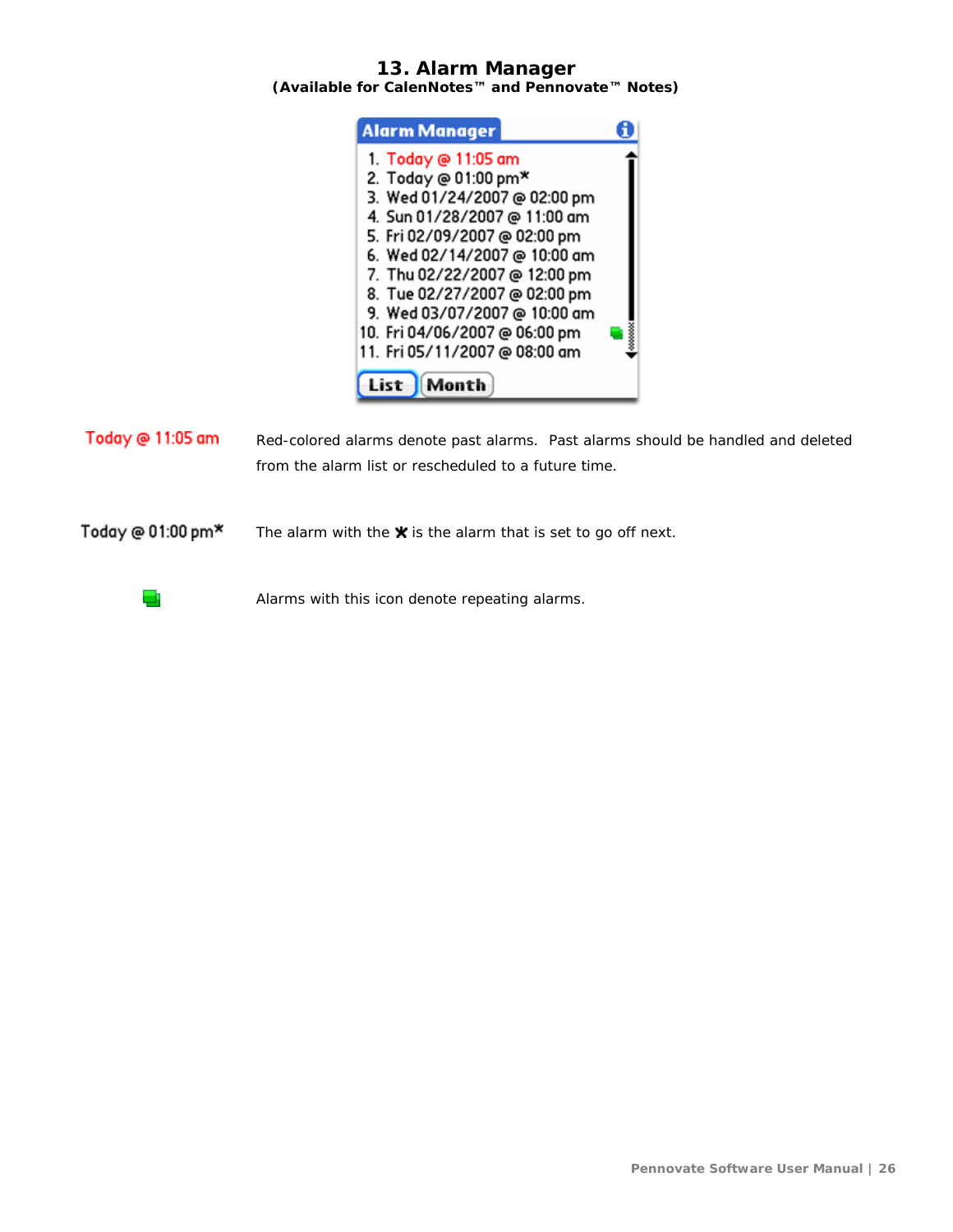# 13. Alarm Manager

**(Available for CalenNotes™ and Pennovate™ Notes)**

| | |
|---|---|
| Today @ 11:05 am | Red-colored alarms denote past alarms. Past alarms should be handled and deleted from the alarm list or rescheduled to a future time. |
| Today @ 01:00 pm* | The alarm with the * is the alarm that is set to go off next. |
| | Alarms with this icon denote repeating alarms. |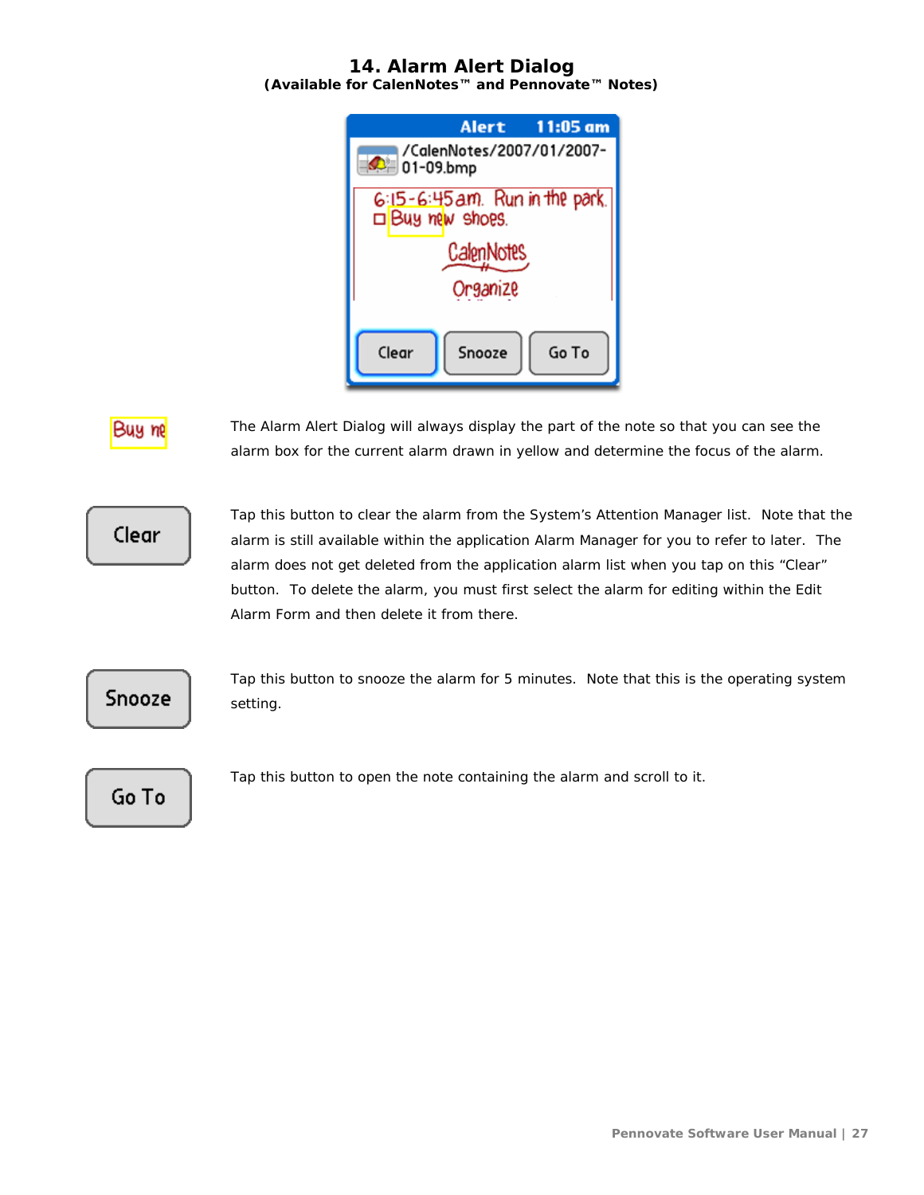# 14. Alarm Alert Dialog

**(Available for CalenNotes™ and Pennovate™ Notes)**

The Alarm Alert Dialog will always display the part of the note so that you can see the alarm box for the current alarm drawn in yellow and determine the focus of the alarm.

**Clear**: Tap this button to clear the alarm from the System's Attention Manager list. Note that the alarm is still available within the application Alarm Manager for you to refer to later. The alarm does not get deleted from the application alarm list when you tap on this "Clear" button. To delete the alarm, you must first select the alarm for editing within the Edit Alarm Form and then delete it from there.

**Snooze**: Tap this button to snooze the alarm for 5 minutes. Note that this is the operating system setting.

**Go To**: Tap this button to open the note containing the alarm and scroll to it.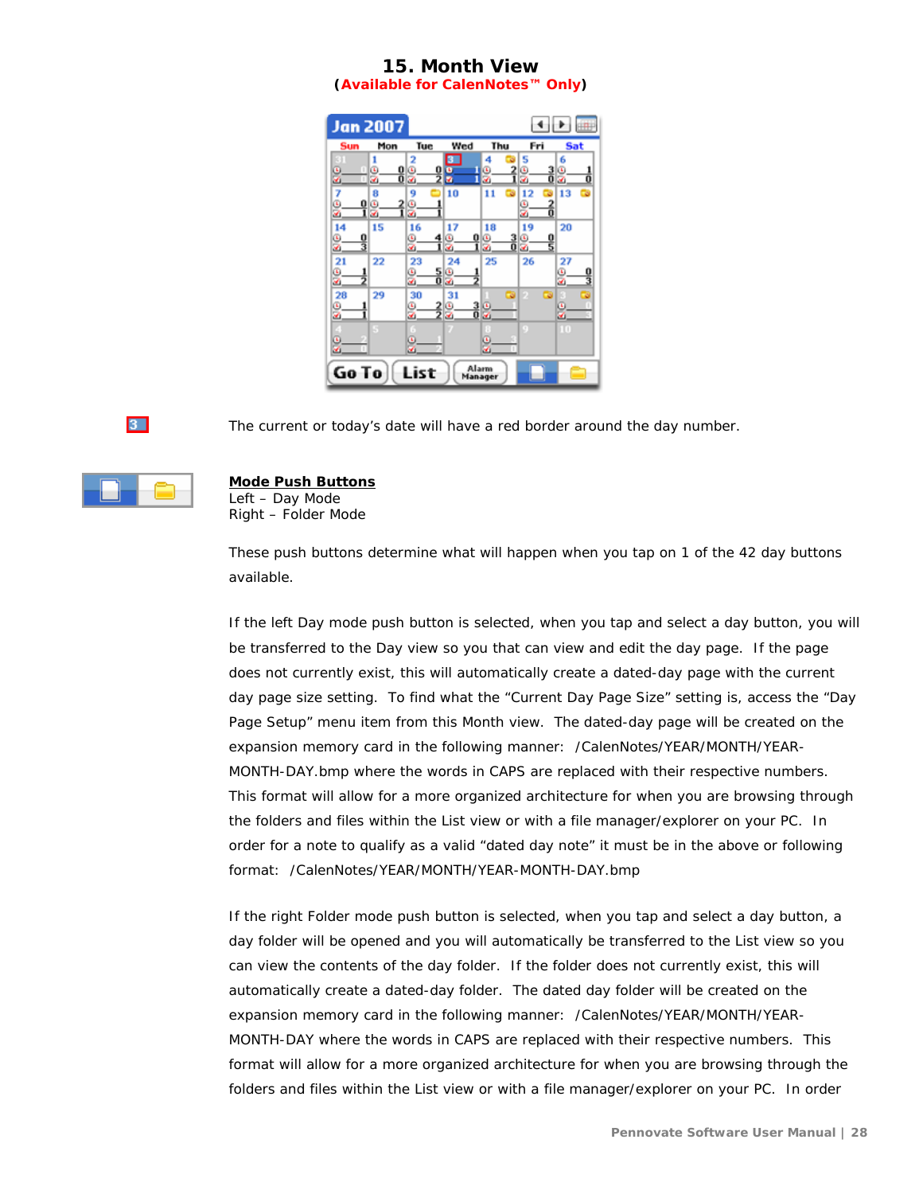# 15. Month View

**(Available for CalenNotes™ Only)**

The current or today's date will have a red border around the day number.

**Mode Push Buttons**
Left – Day Mode
Right – Folder Mode

These push buttons determine what will happen when you tap on 1 of the 42 day buttons available.

If the left Day mode push button is selected, when you tap and select a day button, you will be transferred to the Day view so you that can view and edit the day page. If the page does not currently exist, this will automatically create a dated-day page with the current day page size setting. To find what the "Current Day Page Size" setting is, access the "Day Page Setup" menu item from this Month view. The dated-day page will be created on the expansion memory card in the following manner: /CalenNotes/YEAR/MONTH/YEAR-MONTH-DAY.bmp where the words in CAPS are replaced with their respective numbers. This format will allow for a more organized architecture for when you are browsing through the folders and files within the List view or with a file manager/explorer on your PC. In order for a note to qualify as a valid "dated day note" it must be in the above or following format: /CalenNotes/YEAR/MONTH/YEAR-MONTH-DAY.bmp

If the right Folder mode push button is selected, when you tap and select a day button, a day folder will be opened and you will automatically be transferred to the List view so you can view the contents of the day folder. If the folder does not currently exist, this will automatically create a dated-day folder. The dated day folder will be created on the expansion memory card in the following manner: /CalenNotes/YEAR/MONTH/YEAR-MONTH-DAY where the words in CAPS are replaced with their respective numbers. This format will allow for a more organized architecture for when you are browsing through the folders and files within the List view or with a file manager/explorer on your PC. In order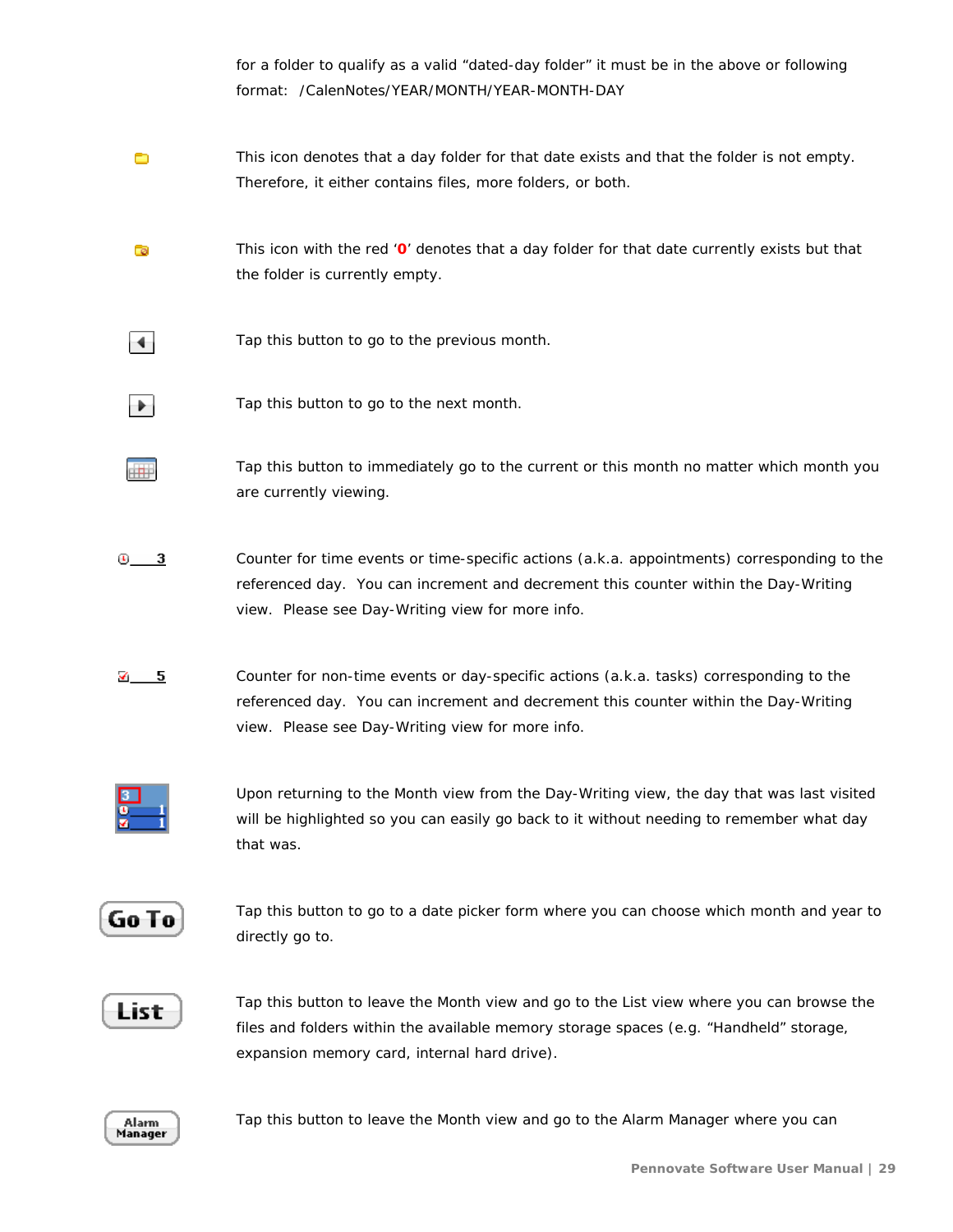for a folder to qualify as a valid "dated-day folder" it must be in the above or following format: /CalenNotes/YEAR/MONTH/YEAR-MONTH-DAY

This icon denotes that a day folder for that date exists and that the folder is not empty. Therefore, it either contains files, more folders, or both.

This icon with the red '**0**' denotes that a day folder for that date currently exists but that the folder is currently empty.

Tap this button to go to the previous month.

Tap this button to go to the next month.

Tap this button to immediately go to the current or this month no matter which month you are currently viewing.

3 — Counter for time events or time-specific actions (a.k.a. appointments) corresponding to the referenced day. You can increment and decrement this counter within the Day-Writing view. Please see Day-Writing view for more info.

5 — Counter for non-time events or day-specific actions (a.k.a. tasks) corresponding to the referenced day. You can increment and decrement this counter within the Day-Writing view. Please see Day-Writing view for more info.

Upon returning to the Month view from the Day-Writing view, the day that was last visited will be highlighted so you can easily go back to it without needing to remember what day that was.

**Go To** — Tap this button to go to a date picker form where you can choose which month and year to directly go to.

**List** — Tap this button to leave the Month view and go to the List view where you can browse the files and folders within the available memory storage spaces (e.g. "Handheld" storage, expansion memory card, internal hard drive).

**Alarm Manager** — Tap this button to leave the Month view and go to the Alarm Manager where you can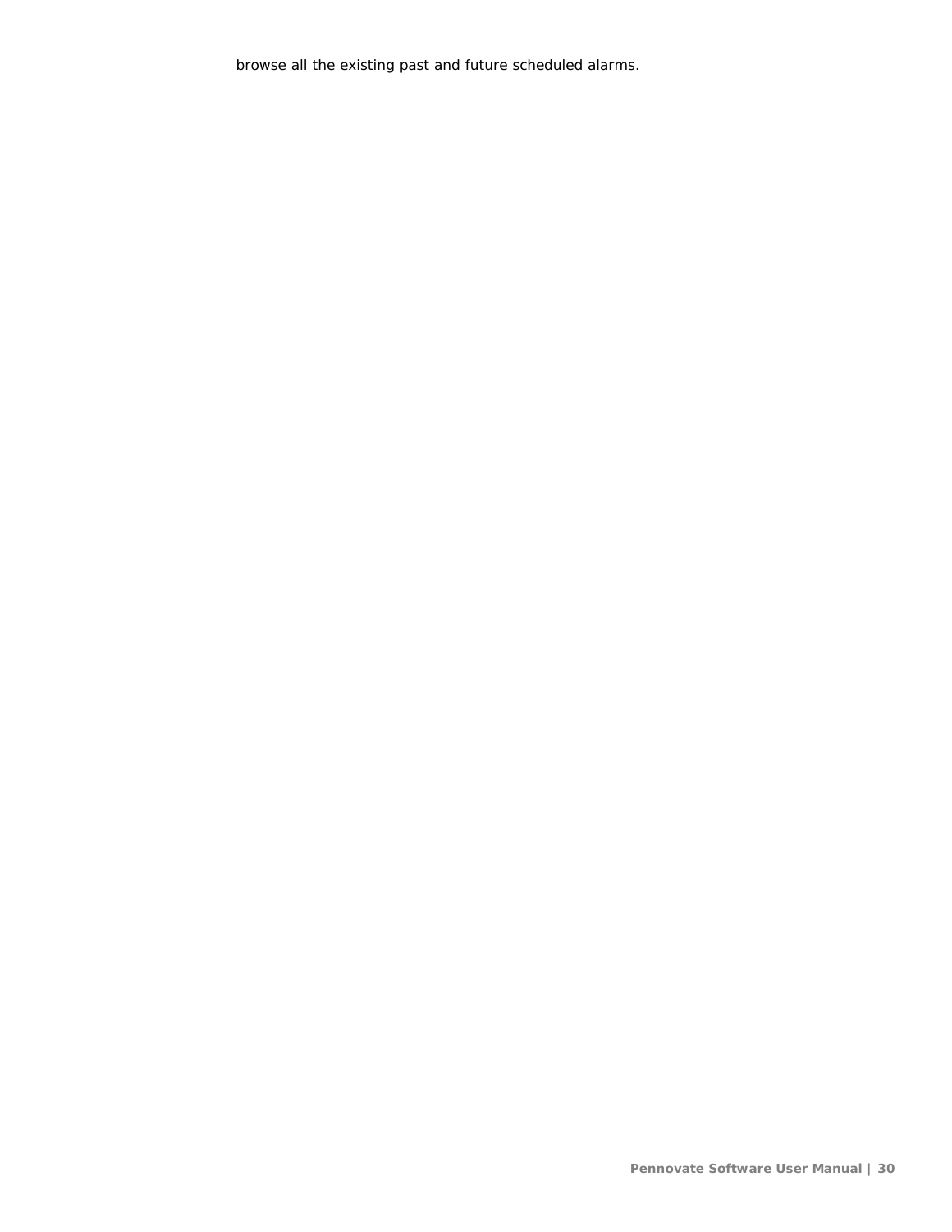browse all the existing past and future scheduled alarms.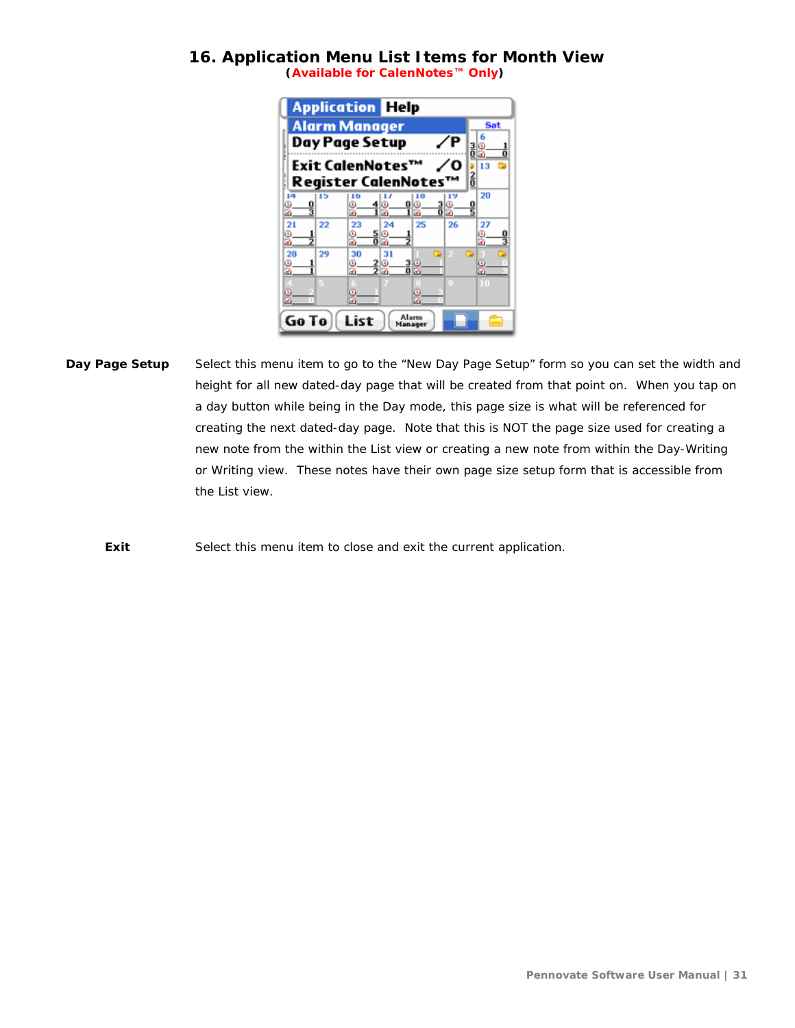## 16. Application Menu List Items for Month View

**(Available for CalenNotes™ Only)**

**Day Page Setup** Select this menu item to go to the "New Day Page Setup" form so you can set the width and height for all new dated-day page that will be created from that point on. When you tap on a day button while being in the Day mode, this page size is what will be referenced for creating the next dated-day page. Note that this is NOT the page size used for creating a new note from the within the List view or creating a new note from within the Day-Writing or Writing view. These notes have their own page size setup form that is accessible from the List view.

**Exit** Select this menu item to close and exit the current application.